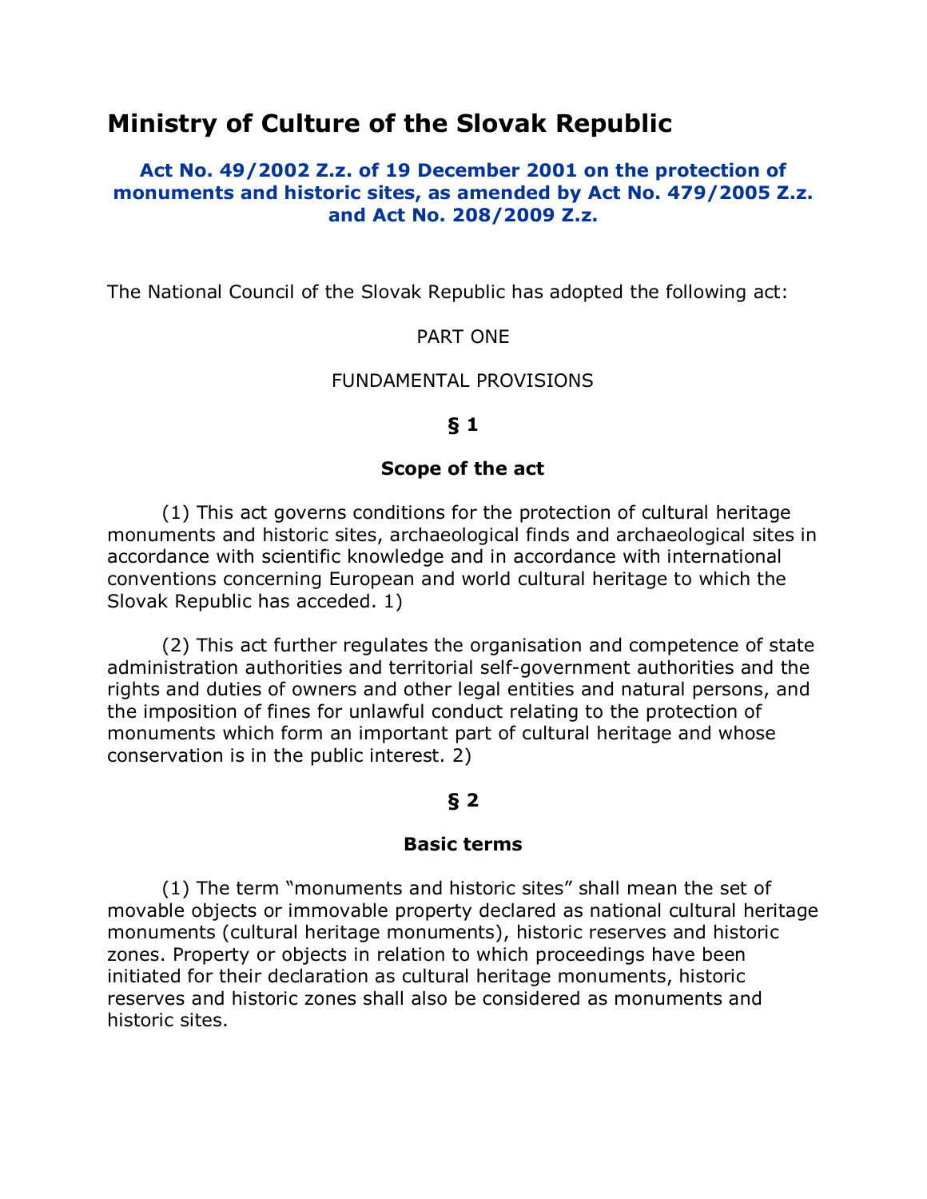# Ministry of Culture of the Slovak Republic

### Act No. 49/2002 Z.z. of 19 December 2001 on the protection of monuments and historic sites, as amended by Act No. 479/2005 Z.z. and Act No. 208/2009 Z.z.

The National Council of the Slovak Republic has adopted the following act:

PART ONE

FUNDAMENTAL PROVISIONS

**§ 1**

**Scope of the act**

(1) This act governs conditions for the protection of cultural heritage monuments and historic sites, archaeological finds and archaeological sites in accordance with scientific knowledge and in accordance with international conventions concerning European and world cultural heritage to which the Slovak Republic has acceded. 1)

(2) This act further regulates the organisation and competence of state administration authorities and territorial self-government authorities and the rights and duties of owners and other legal entities and natural persons, and the imposition of fines for unlawful conduct relating to the protection of monuments which form an important part of cultural heritage and whose conservation is in the public interest. 2)

**§ 2**

**Basic terms**

(1) The term "monuments and historic sites" shall mean the set of movable objects or immovable property declared as national cultural heritage monuments (cultural heritage monuments), historic reserves and historic zones. Property or objects in relation to which proceedings have been initiated for their declaration as cultural heritage monuments, historic reserves and historic zones shall also be considered as monuments and historic sites.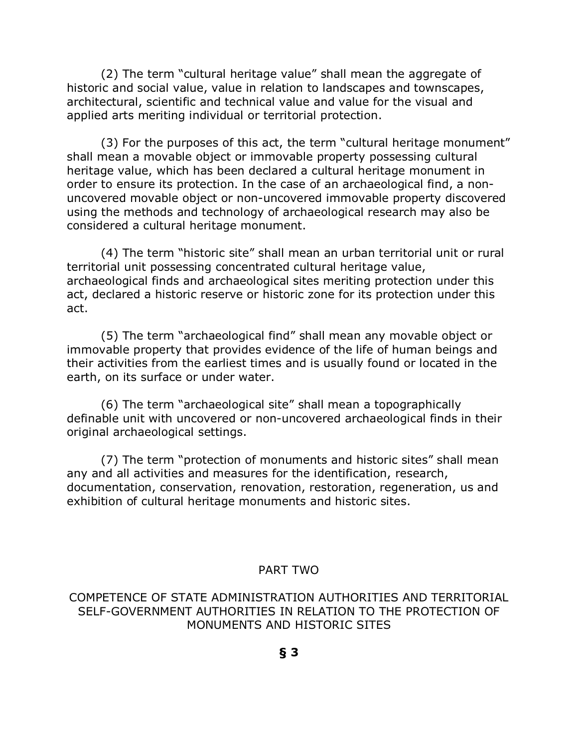(2) The term "cultural heritage value" shall mean the aggregate of historic and social value, value in relation to landscapes and townscapes, architectural, scientific and technical value and value for the visual and applied arts meriting individual or territorial protection.

(3) For the purposes of this act, the term "cultural heritage monument" shall mean a movable object or immovable property possessing cultural heritage value, which has been declared a cultural heritage monument in order to ensure its protection. In the case of an archaeological find, a non-uncovered movable object or non-uncovered immovable property discovered using the methods and technology of archaeological research may also be considered a cultural heritage monument.

(4) The term "historic site" shall mean an urban territorial unit or rural territorial unit possessing concentrated cultural heritage value, archaeological finds and archaeological sites meriting protection under this act, declared a historic reserve or historic zone for its protection under this act.

(5) The term "archaeological find" shall mean any movable object or immovable property that provides evidence of the life of human beings and their activities from the earliest times and is usually found or located in the earth, on its surface or under water.

(6) The term "archaeological site" shall mean a topographically definable unit with uncovered or non-uncovered archaeological finds in their original archaeological settings.

(7) The term "protection of monuments and historic sites" shall mean any and all activities and measures for the identification, research, documentation, conservation, renovation, restoration, regeneration, us and exhibition of cultural heritage monuments and historic sites.

## PART TWO

## COMPETENCE OF STATE ADMINISTRATION AUTHORITIES AND TERRITORIAL SELF-GOVERNMENT AUTHORITIES IN RELATION TO THE PROTECTION OF MONUMENTS AND HISTORIC SITES

### § 3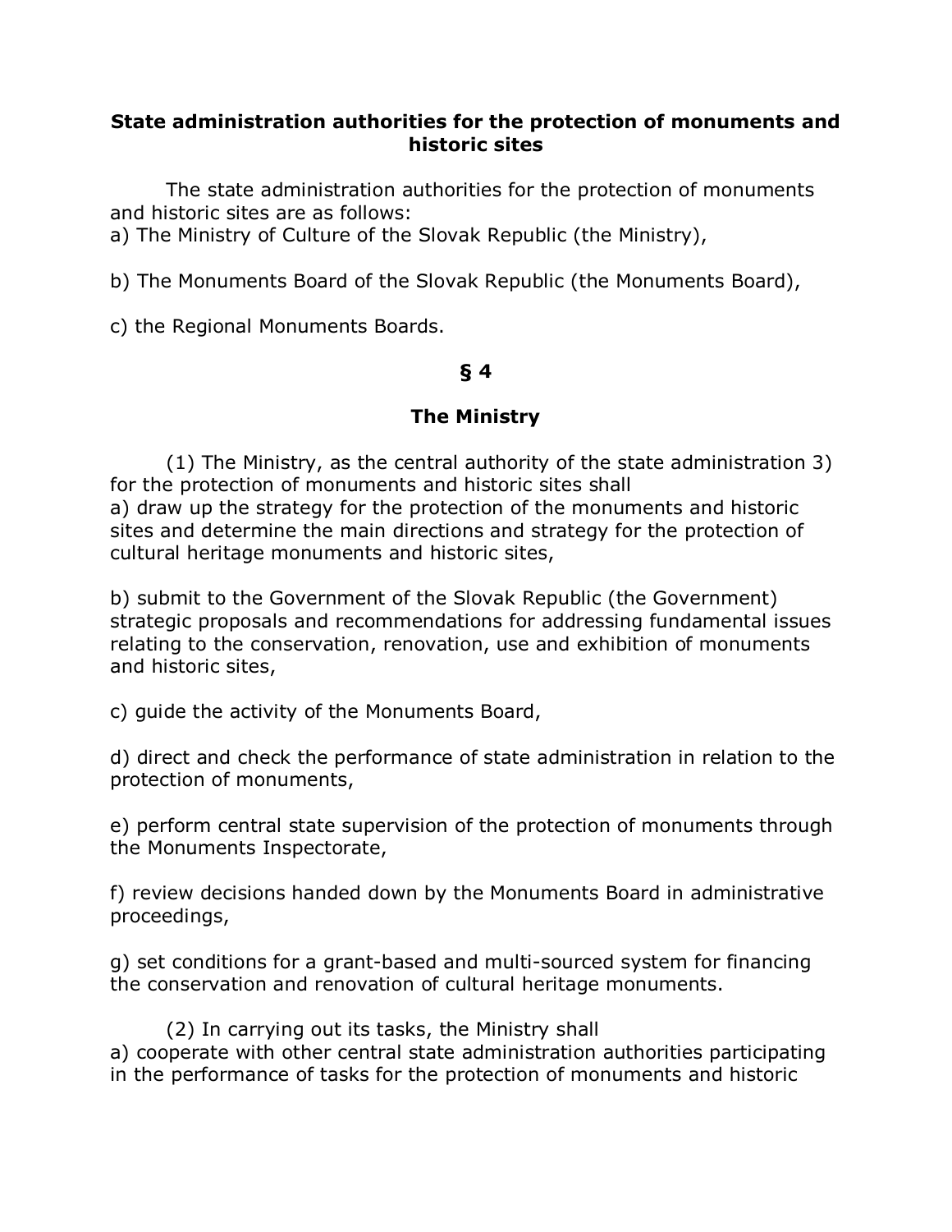**State administration authorities for the protection of monuments and historic sites**

The state administration authorities for the protection of monuments and historic sites are as follows:

a) The Ministry of Culture of the Slovak Republic (the Ministry),

b) The Monuments Board of the Slovak Republic (the Monuments Board),

c) the Regional Monuments Boards.

**§ 4**

**The Ministry**

(1) The Ministry, as the central authority of the state administration 3) for the protection of monuments and historic sites shall

a) draw up the strategy for the protection of the monuments and historic sites and determine the main directions and strategy for the protection of cultural heritage monuments and historic sites,

b) submit to the Government of the Slovak Republic (the Government) strategic proposals and recommendations for addressing fundamental issues relating to the conservation, renovation, use and exhibition of monuments and historic sites,

c) guide the activity of the Monuments Board,

d) direct and check the performance of state administration in relation to the protection of monuments,

e) perform central state supervision of the protection of monuments through the Monuments Inspectorate,

f) review decisions handed down by the Monuments Board in administrative proceedings,

g) set conditions for a grant-based and multi-sourced system for financing the conservation and renovation of cultural heritage monuments.

(2) In carrying out its tasks, the Ministry shall

a) cooperate with other central state administration authorities participating in the performance of tasks for the protection of monuments and historic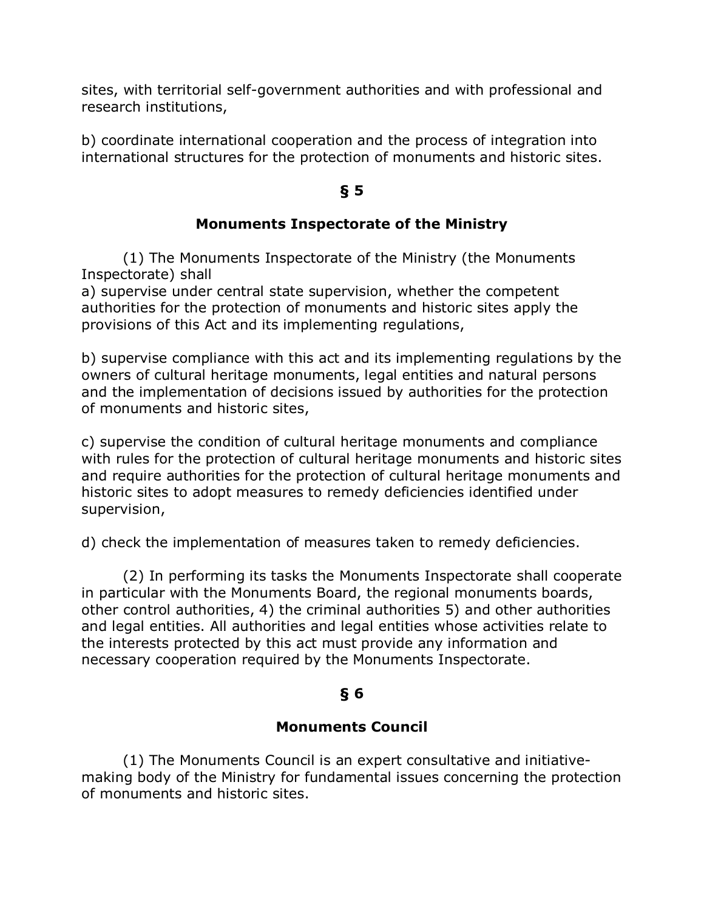sites, with territorial self-government authorities and with professional and research institutions,

b) coordinate international cooperation and the process of integration into international structures for the protection of monuments and historic sites.

## § 5

## Monuments Inspectorate of the Ministry

(1) The Monuments Inspectorate of the Ministry (the Monuments Inspectorate) shall
a) supervise under central state supervision, whether the competent authorities for the protection of monuments and historic sites apply the provisions of this Act and its implementing regulations,

b) supervise compliance with this act and its implementing regulations by the owners of cultural heritage monuments, legal entities and natural persons and the implementation of decisions issued by authorities for the protection of monuments and historic sites,

c) supervise the condition of cultural heritage monuments and compliance with rules for the protection of cultural heritage monuments and historic sites and require authorities for the protection of cultural heritage monuments and historic sites to adopt measures to remedy deficiencies identified under supervision,

d) check the implementation of measures taken to remedy deficiencies.

(2) In performing its tasks the Monuments Inspectorate shall cooperate in particular with the Monuments Board, the regional monuments boards, other control authorities, 4) the criminal authorities 5) and other authorities and legal entities. All authorities and legal entities whose activities relate to the interests protected by this act must provide any information and necessary cooperation required by the Monuments Inspectorate.

## § 6

## Monuments Council

(1) The Monuments Council is an expert consultative and initiative-making body of the Ministry for fundamental issues concerning the protection of monuments and historic sites.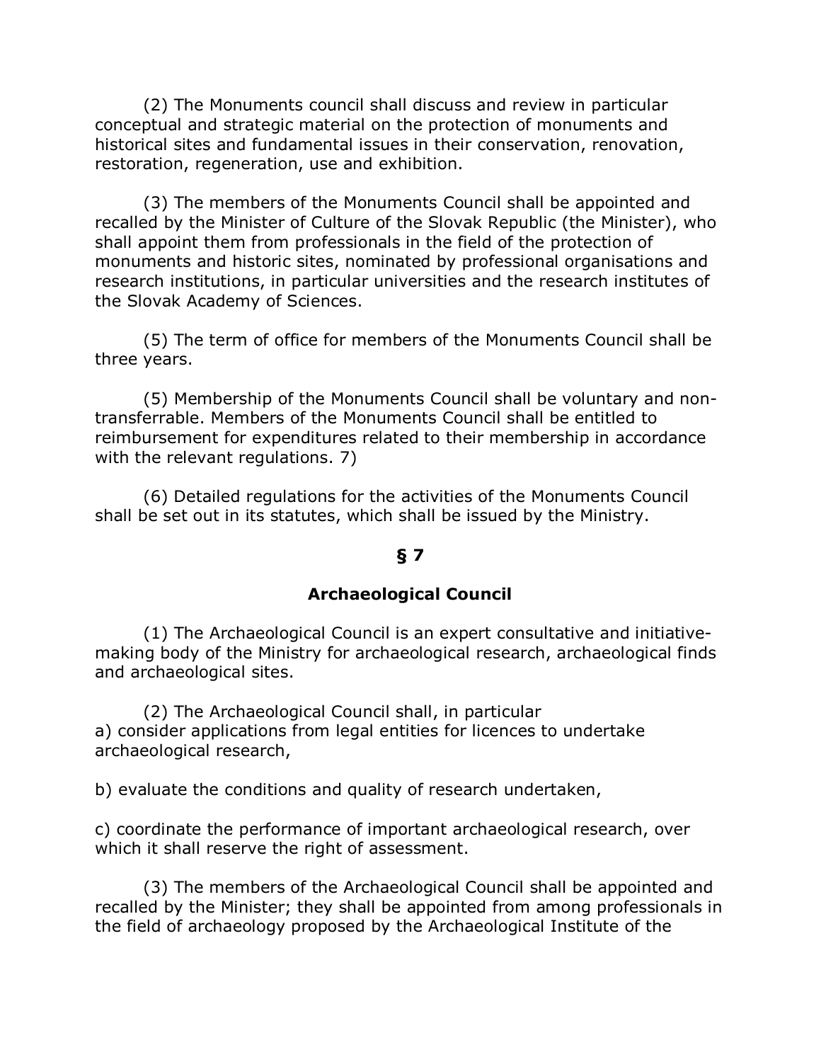(2) The Monuments council shall discuss and review in particular conceptual and strategic material on the protection of monuments and historical sites and fundamental issues in their conservation, renovation, restoration, regeneration, use and exhibition.

(3) The members of the Monuments Council shall be appointed and recalled by the Minister of Culture of the Slovak Republic (the Minister), who shall appoint them from professionals in the field of the protection of monuments and historic sites, nominated by professional organisations and research institutions, in particular universities and the research institutes of the Slovak Academy of Sciences.

(5) The term of office for members of the Monuments Council shall be three years.

(5) Membership of the Monuments Council shall be voluntary and non-transferrable. Members of the Monuments Council shall be entitled to reimbursement for expenditures related to their membership in accordance with the relevant regulations. 7)

(6) Detailed regulations for the activities of the Monuments Council shall be set out in its statutes, which shall be issued by the Ministry.

## § 7

## Archaeological Council

(1) The Archaeological Council is an expert consultative and initiative-making body of the Ministry for archaeological research, archaeological finds and archaeological sites.

(2) The Archaeological Council shall, in particular

a) consider applications from legal entities for licences to undertake archaeological research,

b) evaluate the conditions and quality of research undertaken,

c) coordinate the performance of important archaeological research, over which it shall reserve the right of assessment.

(3) The members of the Archaeological Council shall be appointed and recalled by the Minister; they shall be appointed from among professionals in the field of archaeology proposed by the Archaeological Institute of the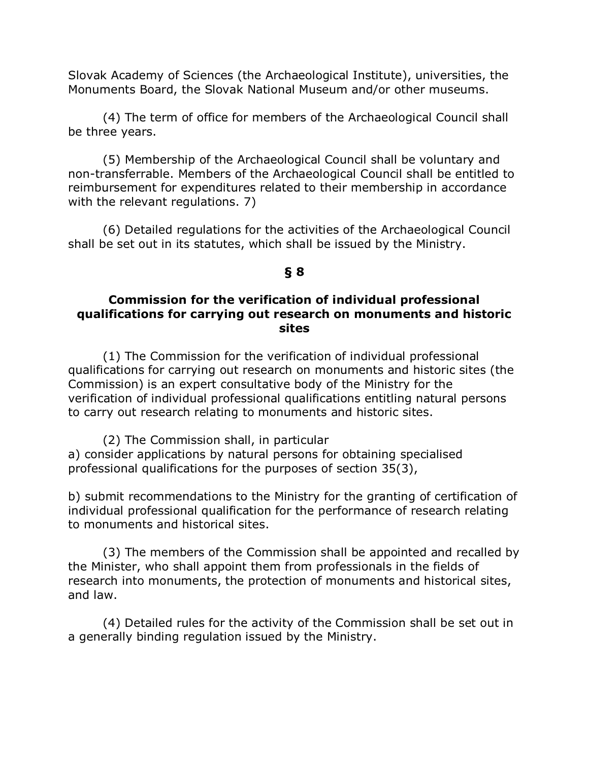Slovak Academy of Sciences (the Archaeological Institute), universities, the Monuments Board, the Slovak National Museum and/or other museums.

(4) The term of office for members of the Archaeological Council shall be three years.

(5) Membership of the Archaeological Council shall be voluntary and non-transferrable. Members of the Archaeological Council shall be entitled to reimbursement for expenditures related to their membership in accordance with the relevant regulations. 7)

(6) Detailed regulations for the activities of the Archaeological Council shall be set out in its statutes, which shall be issued by the Ministry.

## § 8

### Commission for the verification of individual professional qualifications for carrying out research on monuments and historic sites

(1) The Commission for the verification of individual professional qualifications for carrying out research on monuments and historic sites (the Commission) is an expert consultative body of the Ministry for the verification of individual professional qualifications entitling natural persons to carry out research relating to monuments and historic sites.

(2) The Commission shall, in particular
a) consider applications by natural persons for obtaining specialised professional qualifications for the purposes of section 35(3),

b) submit recommendations to the Ministry for the granting of certification of individual professional qualification for the performance of research relating to monuments and historical sites.

(3) The members of the Commission shall be appointed and recalled by the Minister, who shall appoint them from professionals in the fields of research into monuments, the protection of monuments and historical sites, and law.

(4) Detailed rules for the activity of the Commission shall be set out in a generally binding regulation issued by the Ministry.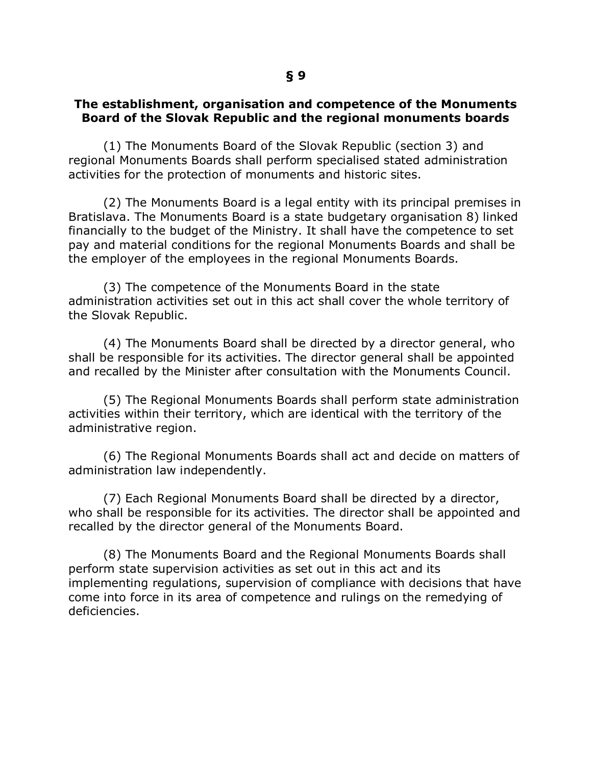## § 9

### The establishment, organisation and competence of the Monuments Board of the Slovak Republic and the regional monuments boards

(1) The Monuments Board of the Slovak Republic (section 3) and regional Monuments Boards shall perform specialised stated administration activities for the protection of monuments and historic sites.

(2) The Monuments Board is a legal entity with its principal premises in Bratislava. The Monuments Board is a state budgetary organisation 8) linked financially to the budget of the Ministry. It shall have the competence to set pay and material conditions for the regional Monuments Boards and shall be the employer of the employees in the regional Monuments Boards.

(3) The competence of the Monuments Board in the state administration activities set out in this act shall cover the whole territory of the Slovak Republic.

(4) The Monuments Board shall be directed by a director general, who shall be responsible for its activities. The director general shall be appointed and recalled by the Minister after consultation with the Monuments Council.

(5) The Regional Monuments Boards shall perform state administration activities within their territory, which are identical with the territory of the administrative region.

(6) The Regional Monuments Boards shall act and decide on matters of administration law independently.

(7) Each Regional Monuments Board shall be directed by a director, who shall be responsible for its activities. The director shall be appointed and recalled by the director general of the Monuments Board.

(8) The Monuments Board and the Regional Monuments Boards shall perform state supervision activities as set out in this act and its implementing regulations, supervision of compliance with decisions that have come into force in its area of competence and rulings on the remedying of deficiencies.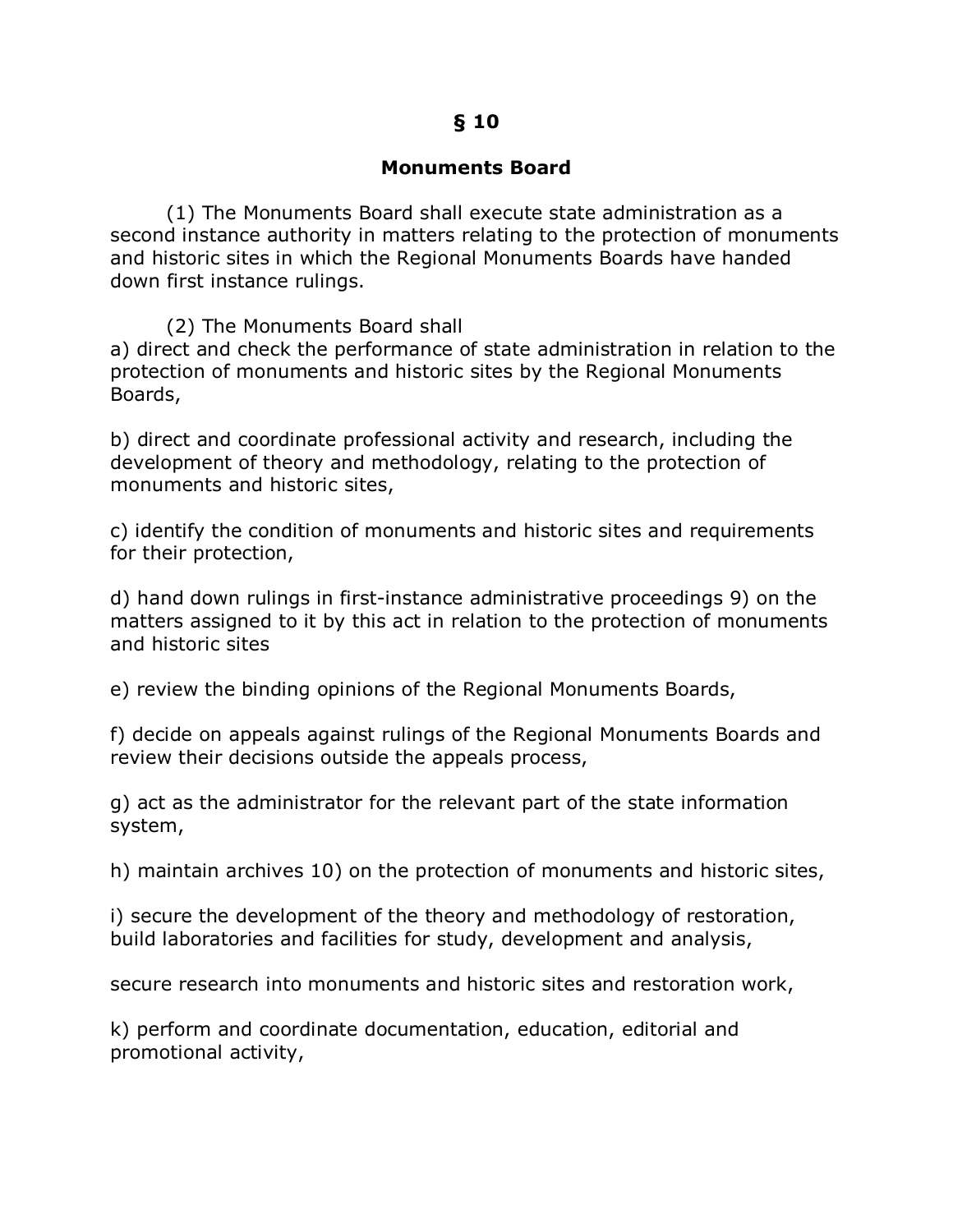## § 10

### Monuments Board

(1) The Monuments Board shall execute state administration as a second instance authority in matters relating to the protection of monuments and historic sites in which the Regional Monuments Boards have handed down first instance rulings.

(2) The Monuments Board shall

a) direct and check the performance of state administration in relation to the protection of monuments and historic sites by the Regional Monuments Boards,

b) direct and coordinate professional activity and research, including the development of theory and methodology, relating to the protection of monuments and historic sites,

c) identify the condition of monuments and historic sites and requirements for their protection,

d) hand down rulings in first-instance administrative proceedings 9) on the matters assigned to it by this act in relation to the protection of monuments and historic sites

e) review the binding opinions of the Regional Monuments Boards,

f) decide on appeals against rulings of the Regional Monuments Boards and review their decisions outside the appeals process,

g) act as the administrator for the relevant part of the state information system,

h) maintain archives 10) on the protection of monuments and historic sites,

i) secure the development of the theory and methodology of restoration, build laboratories and facilities for study, development and analysis,

secure research into monuments and historic sites and restoration work,

k) perform and coordinate documentation, education, editorial and promotional activity,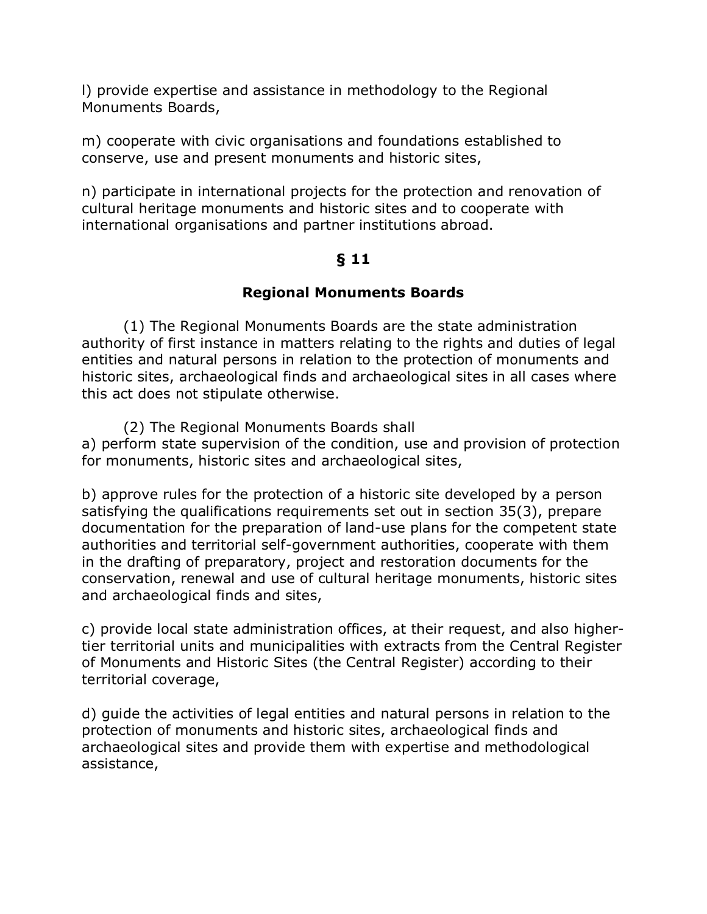l) provide expertise and assistance in methodology to the Regional Monuments Boards,

m) cooperate with civic organisations and foundations established to conserve, use and present monuments and historic sites,

n) participate in international projects for the protection and renovation of cultural heritage monuments and historic sites and to cooperate with international organisations and partner institutions abroad.

### § 11

### Regional Monuments Boards

(1) The Regional Monuments Boards are the state administration authority of first instance in matters relating to the rights and duties of legal entities and natural persons in relation to the protection of monuments and historic sites, archaeological finds and archaeological sites in all cases where this act does not stipulate otherwise.

(2) The Regional Monuments Boards shall
a) perform state supervision of the condition, use and provision of protection for monuments, historic sites and archaeological sites,

b) approve rules for the protection of a historic site developed by a person satisfying the qualifications requirements set out in section 35(3), prepare documentation for the preparation of land-use plans for the competent state authorities and territorial self-government authorities, cooperate with them in the drafting of preparatory, project and restoration documents for the conservation, renewal and use of cultural heritage monuments, historic sites and archaeological finds and sites,

c) provide local state administration offices, at their request, and also higher-tier territorial units and municipalities with extracts from the Central Register of Monuments and Historic Sites (the Central Register) according to their territorial coverage,

d) guide the activities of legal entities and natural persons in relation to the protection of monuments and historic sites, archaeological finds and archaeological sites and provide them with expertise and methodological assistance,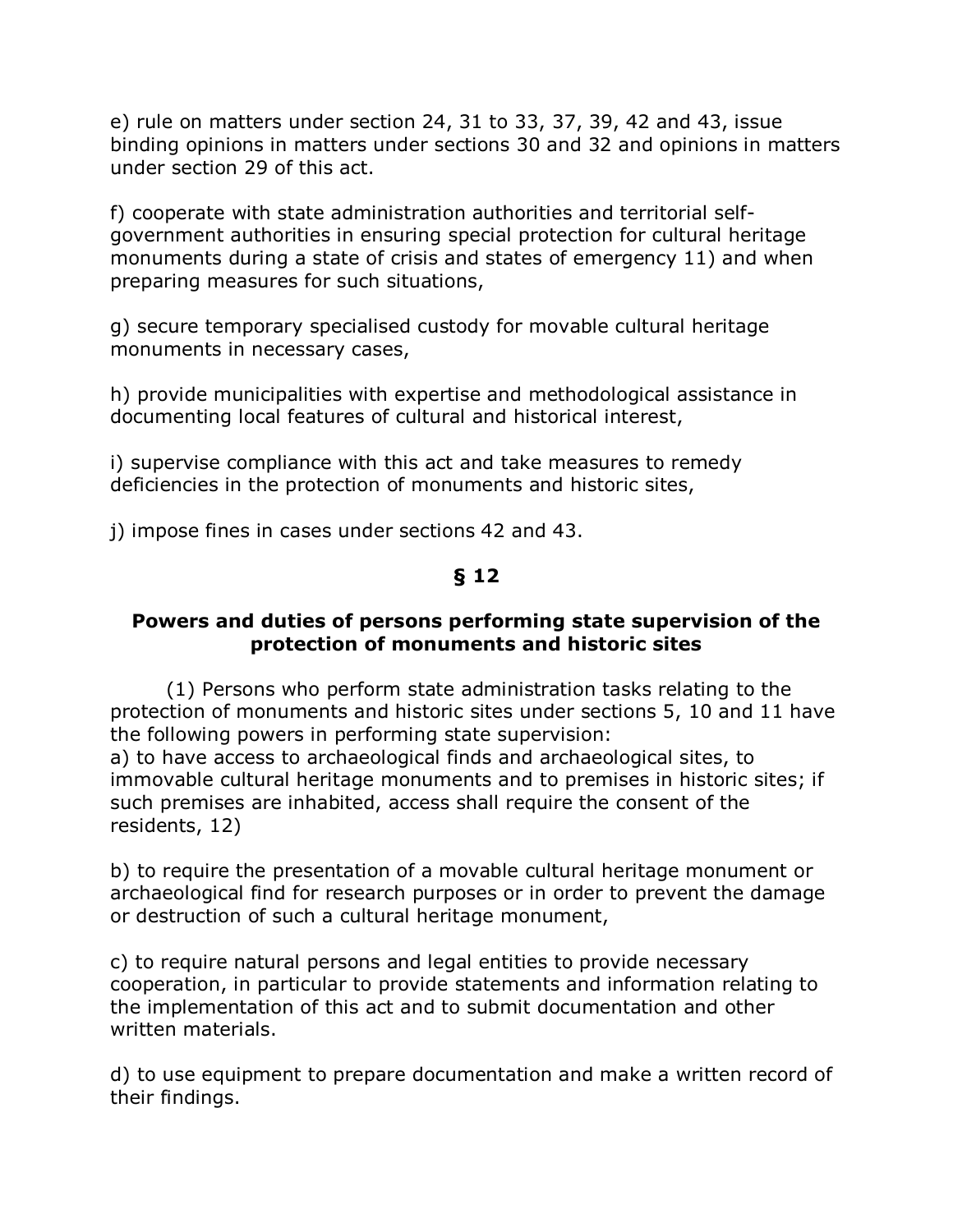e) rule on matters under section 24, 31 to 33, 37, 39, 42 and 43, issue binding opinions in matters under sections 30 and 32 and opinions in matters under section 29 of this act.

f) cooperate with state administration authorities and territorial self-government authorities in ensuring special protection for cultural heritage monuments during a state of crisis and states of emergency 11) and when preparing measures for such situations,

g) secure temporary specialised custody for movable cultural heritage monuments in necessary cases,

h) provide municipalities with expertise and methodological assistance in documenting local features of cultural and historical interest,

i) supervise compliance with this act and take measures to remedy deficiencies in the protection of monuments and historic sites,

j) impose fines in cases under sections 42 and 43.

## § 12

## Powers and duties of persons performing state supervision of the protection of monuments and historic sites

(1) Persons who perform state administration tasks relating to the protection of monuments and historic sites under sections 5, 10 and 11 have the following powers in performing state supervision:

a) to have access to archaeological finds and archaeological sites, to immovable cultural heritage monuments and to premises in historic sites; if such premises are inhabited, access shall require the consent of the residents, 12)

b) to require the presentation of a movable cultural heritage monument or archaeological find for research purposes or in order to prevent the damage or destruction of such a cultural heritage monument,

c) to require natural persons and legal entities to provide necessary cooperation, in particular to provide statements and information relating to the implementation of this act and to submit documentation and other written materials.

d) to use equipment to prepare documentation and make a written record of their findings.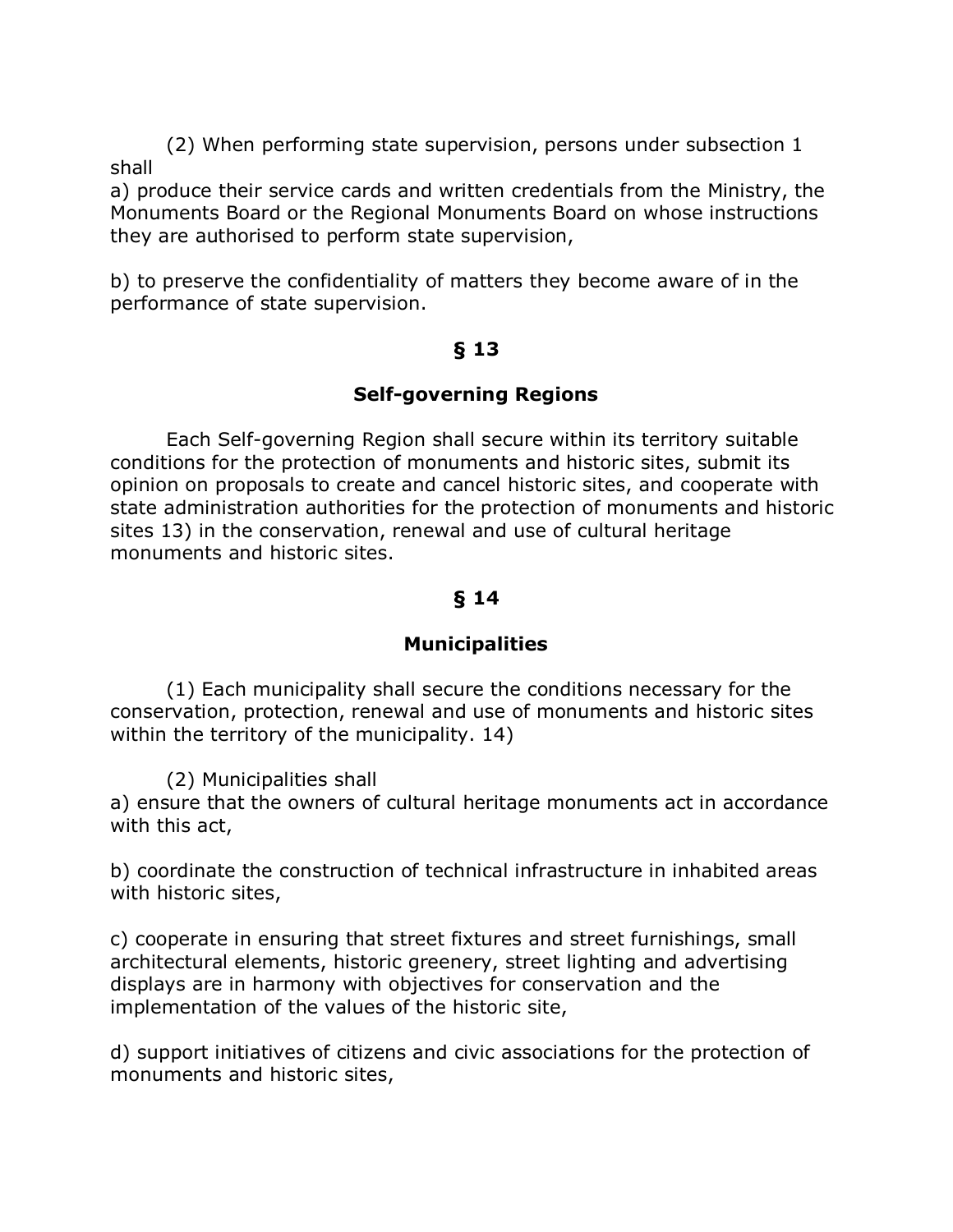(2) When performing state supervision, persons under subsection 1 shall

a) produce their service cards and written credentials from the Ministry, the Monuments Board or the Regional Monuments Board on whose instructions they are authorised to perform state supervision,

b) to preserve the confidentiality of matters they become aware of in the performance of state supervision.

**§ 13**

**Self-governing Regions**

Each Self-governing Region shall secure within its territory suitable conditions for the protection of monuments and historic sites, submit its opinion on proposals to create and cancel historic sites, and cooperate with state administration authorities for the protection of monuments and historic sites 13) in the conservation, renewal and use of cultural heritage monuments and historic sites.

**§ 14**

**Municipalities**

(1) Each municipality shall secure the conditions necessary for the conservation, protection, renewal and use of monuments and historic sites within the territory of the municipality. 14)

(2) Municipalities shall

a) ensure that the owners of cultural heritage monuments act in accordance with this act,

b) coordinate the construction of technical infrastructure in inhabited areas with historic sites,

c) cooperate in ensuring that street fixtures and street furnishings, small architectural elements, historic greenery, street lighting and advertising displays are in harmony with objectives for conservation and the implementation of the values of the historic site,

d) support initiatives of citizens and civic associations for the protection of monuments and historic sites,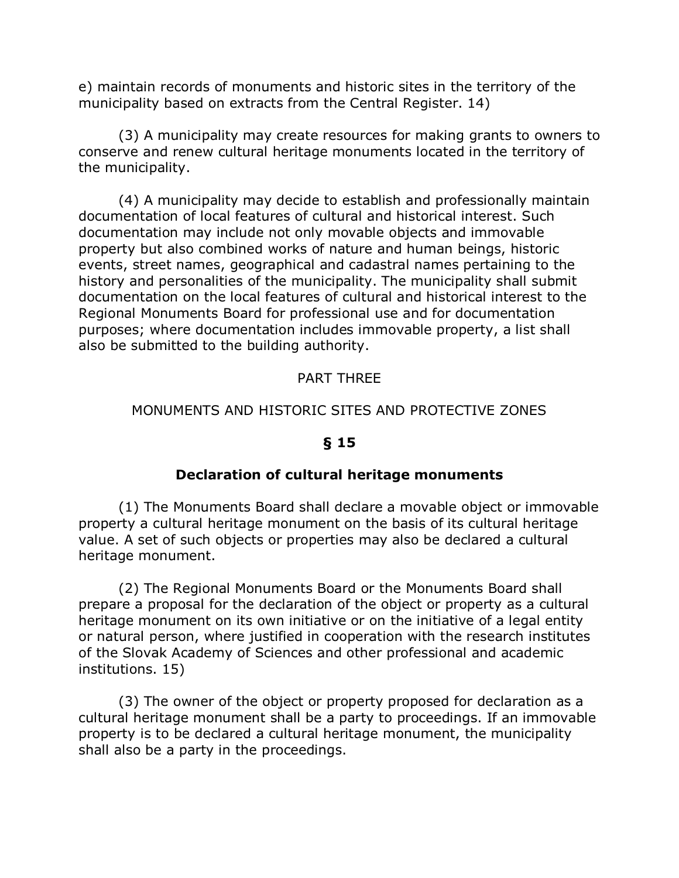e) maintain records of monuments and historic sites in the territory of the municipality based on extracts from the Central Register. 14)

(3) A municipality may create resources for making grants to owners to conserve and renew cultural heritage monuments located in the territory of the municipality.

(4) A municipality may decide to establish and professionally maintain documentation of local features of cultural and historical interest. Such documentation may include not only movable objects and immovable property but also combined works of nature and human beings, historic events, street names, geographical and cadastral names pertaining to the history and personalities of the municipality. The municipality shall submit documentation on the local features of cultural and historical interest to the Regional Monuments Board for professional use and for documentation purposes; where documentation includes immovable property, a list shall also be submitted to the building authority.

## PART THREE

## MONUMENTS AND HISTORIC SITES AND PROTECTIVE ZONES

### § 15

### Declaration of cultural heritage monuments

(1) The Monuments Board shall declare a movable object or immovable property a cultural heritage monument on the basis of its cultural heritage value. A set of such objects or properties may also be declared a cultural heritage monument.

(2) The Regional Monuments Board or the Monuments Board shall prepare a proposal for the declaration of the object or property as a cultural heritage monument on its own initiative or on the initiative of a legal entity or natural person, where justified in cooperation with the research institutes of the Slovak Academy of Sciences and other professional and academic institutions. 15)

(3) The owner of the object or property proposed for declaration as a cultural heritage monument shall be a party to proceedings. If an immovable property is to be declared a cultural heritage monument, the municipality shall also be a party in the proceedings.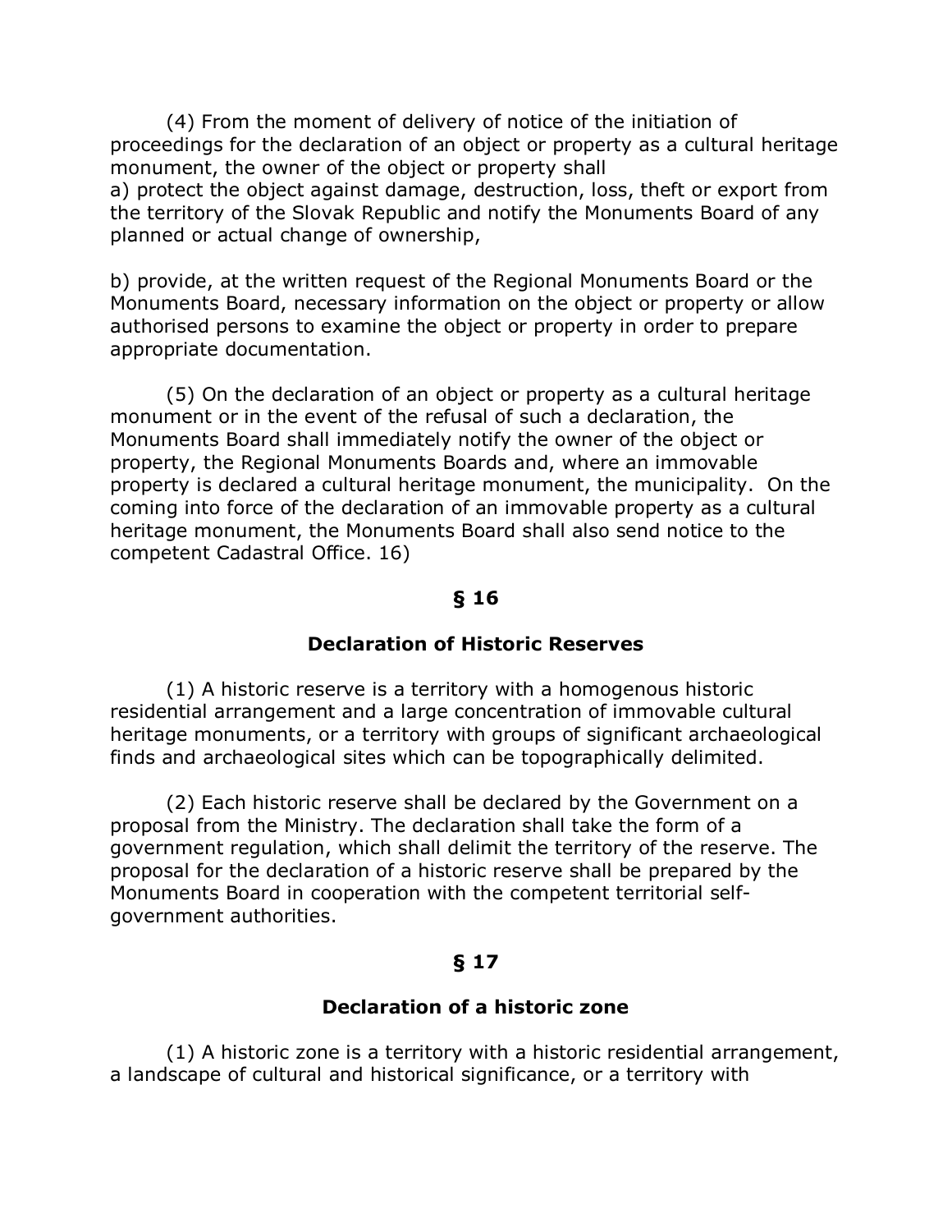(4) From the moment of delivery of notice of the initiation of proceedings for the declaration of an object or property as a cultural heritage monument, the owner of the object or property shall
a) protect the object against damage, destruction, loss, theft or export from the territory of the Slovak Republic and notify the Monuments Board of any planned or actual change of ownership,

b) provide, at the written request of the Regional Monuments Board or the Monuments Board, necessary information on the object or property or allow authorised persons to examine the object or property in order to prepare appropriate documentation.

(5) On the declaration of an object or property as a cultural heritage monument or in the event of the refusal of such a declaration, the Monuments Board shall immediately notify the owner of the object or property, the Regional Monuments Boards and, where an immovable property is declared a cultural heritage monument, the municipality. On the coming into force of the declaration of an immovable property as a cultural heritage monument, the Monuments Board shall also send notice to the competent Cadastral Office. 16)

**§ 16**

**Declaration of Historic Reserves**

(1) A historic reserve is a territory with a homogenous historic residential arrangement and a large concentration of immovable cultural heritage monuments, or a territory with groups of significant archaeological finds and archaeological sites which can be topographically delimited.

(2) Each historic reserve shall be declared by the Government on a proposal from the Ministry. The declaration shall take the form of a government regulation, which shall delimit the territory of the reserve. The proposal for the declaration of a historic reserve shall be prepared by the Monuments Board in cooperation with the competent territorial self-government authorities.

**§ 17**

**Declaration of a historic zone**

(1) A historic zone is a territory with a historic residential arrangement, a landscape of cultural and historical significance, or a territory with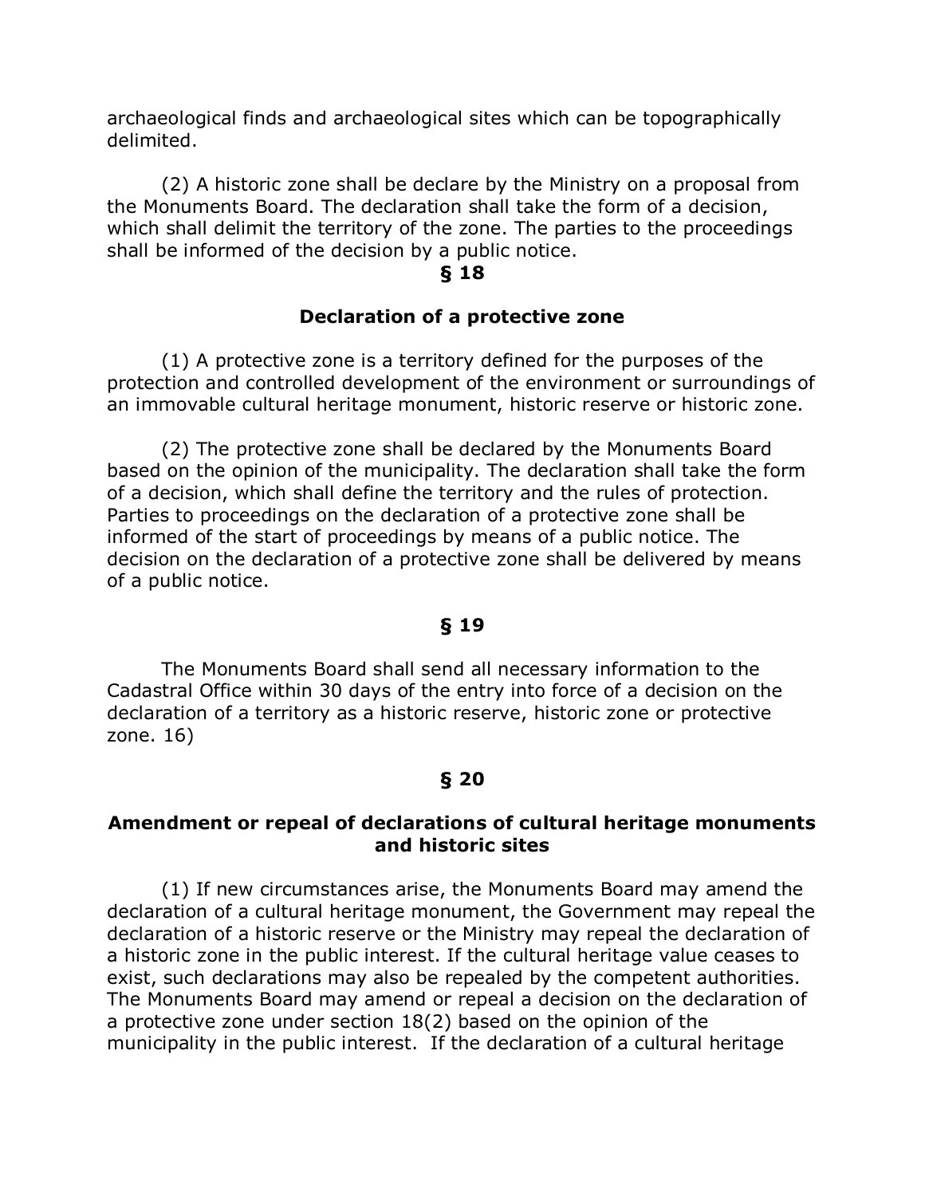archaeological finds and archaeological sites which can be topographically delimited.

(2) A historic zone shall be declare by the Ministry on a proposal from the Monuments Board. The declaration shall take the form of a decision, which shall delimit the territory of the zone. The parties to the proceedings shall be informed of the decision by a public notice.

**§ 18**

**Declaration of a protective zone**

(1) A protective zone is a territory defined for the purposes of the protection and controlled development of the environment or surroundings of an immovable cultural heritage monument, historic reserve or historic zone.

(2) The protective zone shall be declared by the Monuments Board based on the opinion of the municipality. The declaration shall take the form of a decision, which shall define the territory and the rules of protection. Parties to proceedings on the declaration of a protective zone shall be informed of the start of proceedings by means of a public notice. The decision on the declaration of a protective zone shall be delivered by means of a public notice.

**§ 19**

The Monuments Board shall send all necessary information to the Cadastral Office within 30 days of the entry into force of a decision on the declaration of a territory as a historic reserve, historic zone or protective zone. 16)

**§ 20**

**Amendment or repeal of declarations of cultural heritage monuments and historic sites**

(1) If new circumstances arise, the Monuments Board may amend the declaration of a cultural heritage monument, the Government may repeal the declaration of a historic reserve or the Ministry may repeal the declaration of a historic zone in the public interest. If the cultural heritage value ceases to exist, such declarations may also be repealed by the competent authorities. The Monuments Board may amend or repeal a decision on the declaration of a protective zone under section 18(2) based on the opinion of the municipality in the public interest. If the declaration of a cultural heritage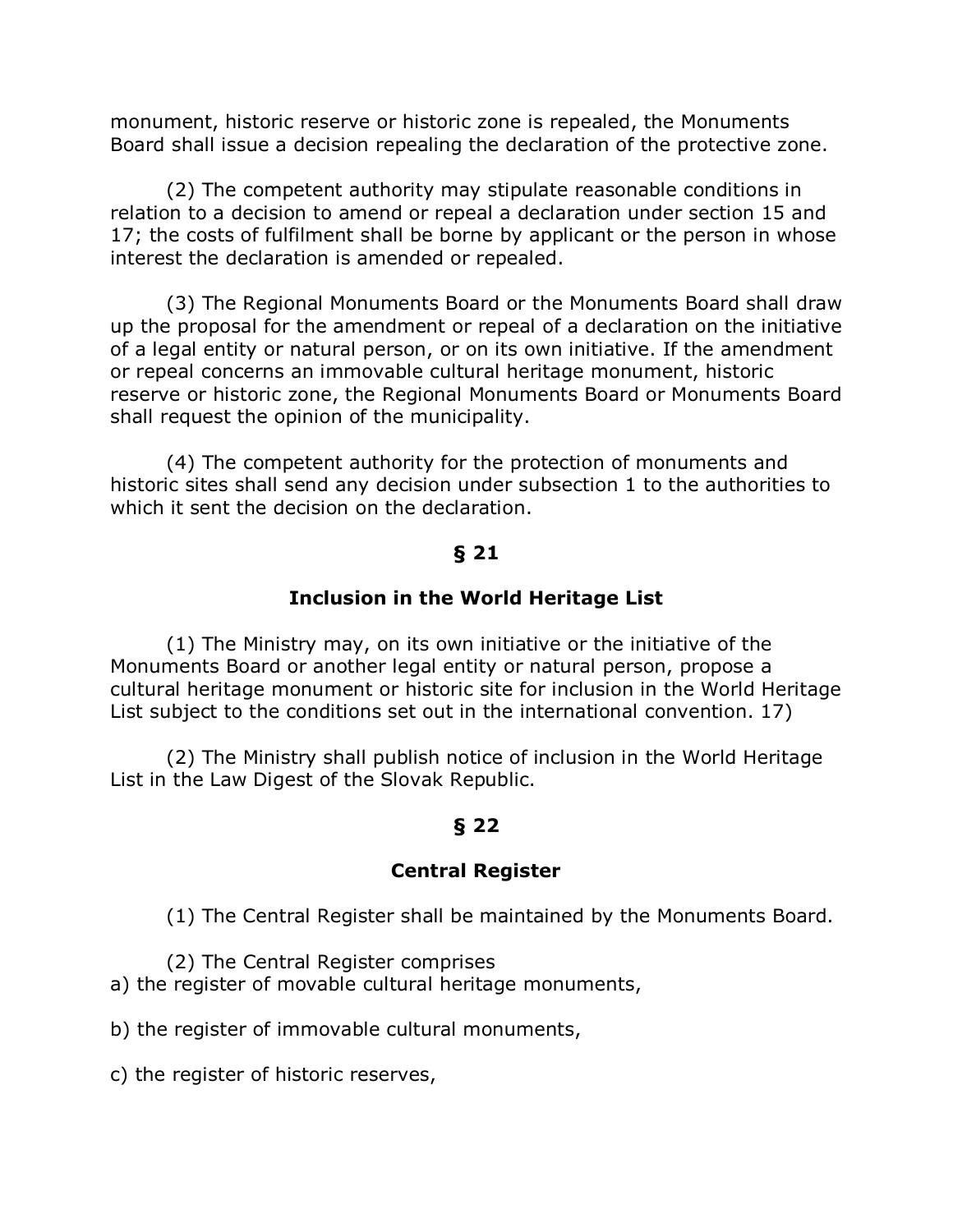monument, historic reserve or historic zone is repealed, the Monuments Board shall issue a decision repealing the declaration of the protective zone.

(2) The competent authority may stipulate reasonable conditions in relation to a decision to amend or repeal a declaration under section 15 and 17; the costs of fulfilment shall be borne by applicant or the person in whose interest the declaration is amended or repealed.

(3) The Regional Monuments Board or the Monuments Board shall draw up the proposal for the amendment or repeal of a declaration on the initiative of a legal entity or natural person, or on its own initiative. If the amendment or repeal concerns an immovable cultural heritage monument, historic reserve or historic zone, the Regional Monuments Board or Monuments Board shall request the opinion of the municipality.

(4) The competent authority for the protection of monuments and historic sites shall send any decision under subsection 1 to the authorities to which it sent the decision on the declaration.

## § 21

## Inclusion in the World Heritage List

(1) The Ministry may, on its own initiative or the initiative of the Monuments Board or another legal entity or natural person, propose a cultural heritage monument or historic site for inclusion in the World Heritage List subject to the conditions set out in the international convention. 17)

(2) The Ministry shall publish notice of inclusion in the World Heritage List in the Law Digest of the Slovak Republic.

## § 22

## Central Register

(1) The Central Register shall be maintained by the Monuments Board.

(2) The Central Register comprises
a) the register of movable cultural heritage monuments,

b) the register of immovable cultural monuments,

c) the register of historic reserves,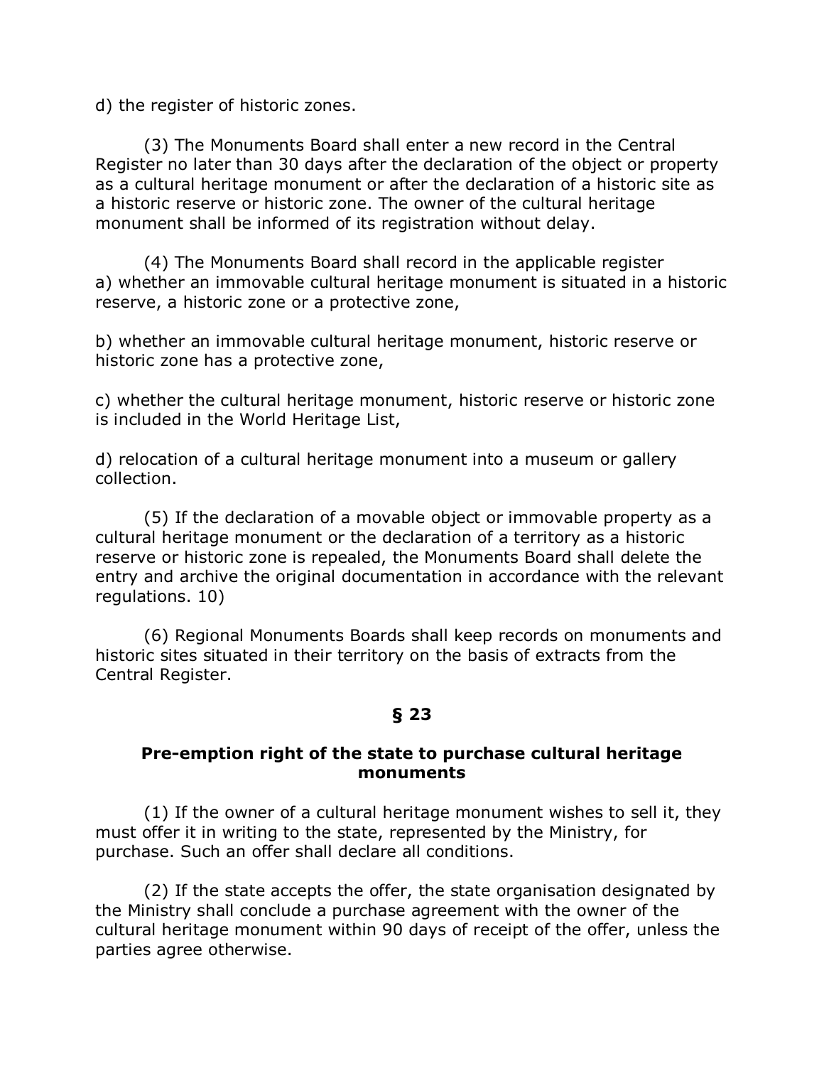d) the register of historic zones.

(3) The Monuments Board shall enter a new record in the Central Register no later than 30 days after the declaration of the object or property as a cultural heritage monument or after the declaration of a historic site as a historic reserve or historic zone. The owner of the cultural heritage monument shall be informed of its registration without delay.

(4) The Monuments Board shall record in the applicable register
a) whether an immovable cultural heritage monument is situated in a historic reserve, a historic zone or a protective zone,

b) whether an immovable cultural heritage monument, historic reserve or historic zone has a protective zone,

c) whether the cultural heritage monument, historic reserve or historic zone is included in the World Heritage List,

d) relocation of a cultural heritage monument into a museum or gallery collection.

(5) If the declaration of a movable object or immovable property as a cultural heritage monument or the declaration of a territory as a historic reserve or historic zone is repealed, the Monuments Board shall delete the entry and archive the original documentation in accordance with the relevant regulations. 10)

(6) Regional Monuments Boards shall keep records on monuments and historic sites situated in their territory on the basis of extracts from the Central Register.

## § 23

### Pre-emption right of the state to purchase cultural heritage monuments

(1) If the owner of a cultural heritage monument wishes to sell it, they must offer it in writing to the state, represented by the Ministry, for purchase. Such an offer shall declare all conditions.

(2) If the state accepts the offer, the state organisation designated by the Ministry shall conclude a purchase agreement with the owner of the cultural heritage monument within 90 days of receipt of the offer, unless the parties agree otherwise.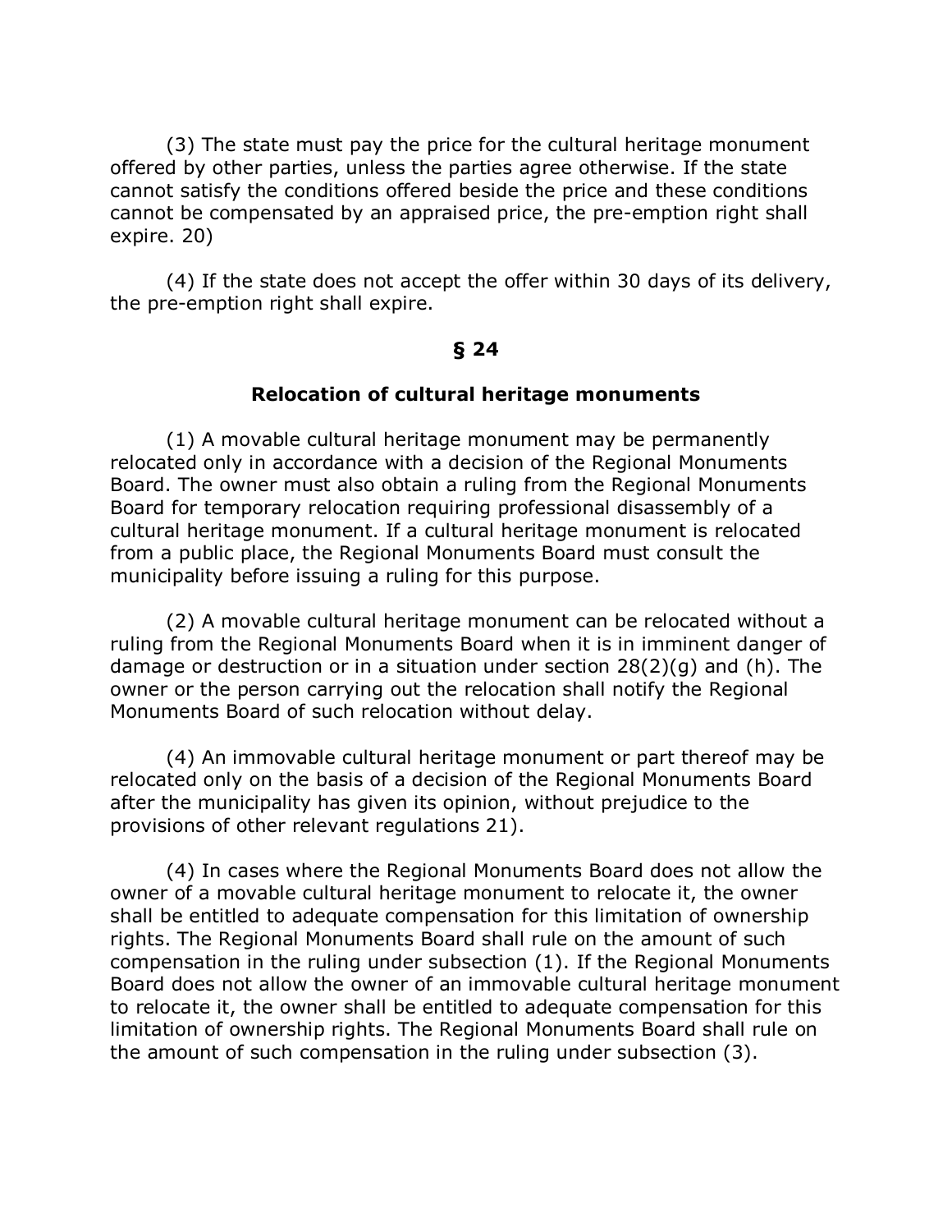(3) The state must pay the price for the cultural heritage monument offered by other parties, unless the parties agree otherwise. If the state cannot satisfy the conditions offered beside the price and these conditions cannot be compensated by an appraised price, the pre-emption right shall expire. 20)

(4) If the state does not accept the offer within 30 days of its delivery, the pre-emption right shall expire.

## § 24

### Relocation of cultural heritage monuments

(1) A movable cultural heritage monument may be permanently relocated only in accordance with a decision of the Regional Monuments Board. The owner must also obtain a ruling from the Regional Monuments Board for temporary relocation requiring professional disassembly of a cultural heritage monument. If a cultural heritage monument is relocated from a public place, the Regional Monuments Board must consult the municipality before issuing a ruling for this purpose.

(2) A movable cultural heritage monument can be relocated without a ruling from the Regional Monuments Board when it is in imminent danger of damage or destruction or in a situation under section 28(2)(g) and (h). The owner or the person carrying out the relocation shall notify the Regional Monuments Board of such relocation without delay.

(4) An immovable cultural heritage monument or part thereof may be relocated only on the basis of a decision of the Regional Monuments Board after the municipality has given its opinion, without prejudice to the provisions of other relevant regulations 21).

(4) In cases where the Regional Monuments Board does not allow the owner of a movable cultural heritage monument to relocate it, the owner shall be entitled to adequate compensation for this limitation of ownership rights. The Regional Monuments Board shall rule on the amount of such compensation in the ruling under subsection (1). If the Regional Monuments Board does not allow the owner of an immovable cultural heritage monument to relocate it, the owner shall be entitled to adequate compensation for this limitation of ownership rights. The Regional Monuments Board shall rule on the amount of such compensation in the ruling under subsection (3).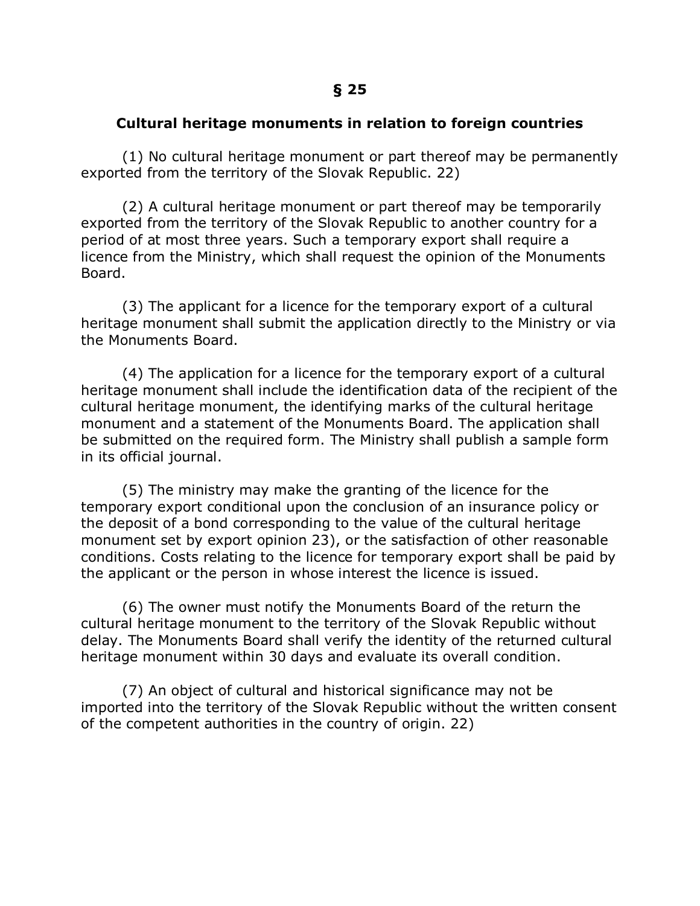## § 25

### Cultural heritage monuments in relation to foreign countries

(1) No cultural heritage monument or part thereof may be permanently exported from the territory of the Slovak Republic. 22)

(2) A cultural heritage monument or part thereof may be temporarily exported from the territory of the Slovak Republic to another country for a period of at most three years. Such a temporary export shall require a licence from the Ministry, which shall request the opinion of the Monuments Board.

(3) The applicant for a licence for the temporary export of a cultural heritage monument shall submit the application directly to the Ministry or via the Monuments Board.

(4) The application for a licence for the temporary export of a cultural heritage monument shall include the identification data of the recipient of the cultural heritage monument, the identifying marks of the cultural heritage monument and a statement of the Monuments Board. The application shall be submitted on the required form. The Ministry shall publish a sample form in its official journal.

(5) The ministry may make the granting of the licence for the temporary export conditional upon the conclusion of an insurance policy or the deposit of a bond corresponding to the value of the cultural heritage monument set by export opinion 23), or the satisfaction of other reasonable conditions. Costs relating to the licence for temporary export shall be paid by the applicant or the person in whose interest the licence is issued.

(6) The owner must notify the Monuments Board of the return the cultural heritage monument to the territory of the Slovak Republic without delay. The Monuments Board shall verify the identity of the returned cultural heritage monument within 30 days and evaluate its overall condition.

(7) An object of cultural and historical significance may not be imported into the territory of the Slovak Republic without the written consent of the competent authorities in the country of origin. 22)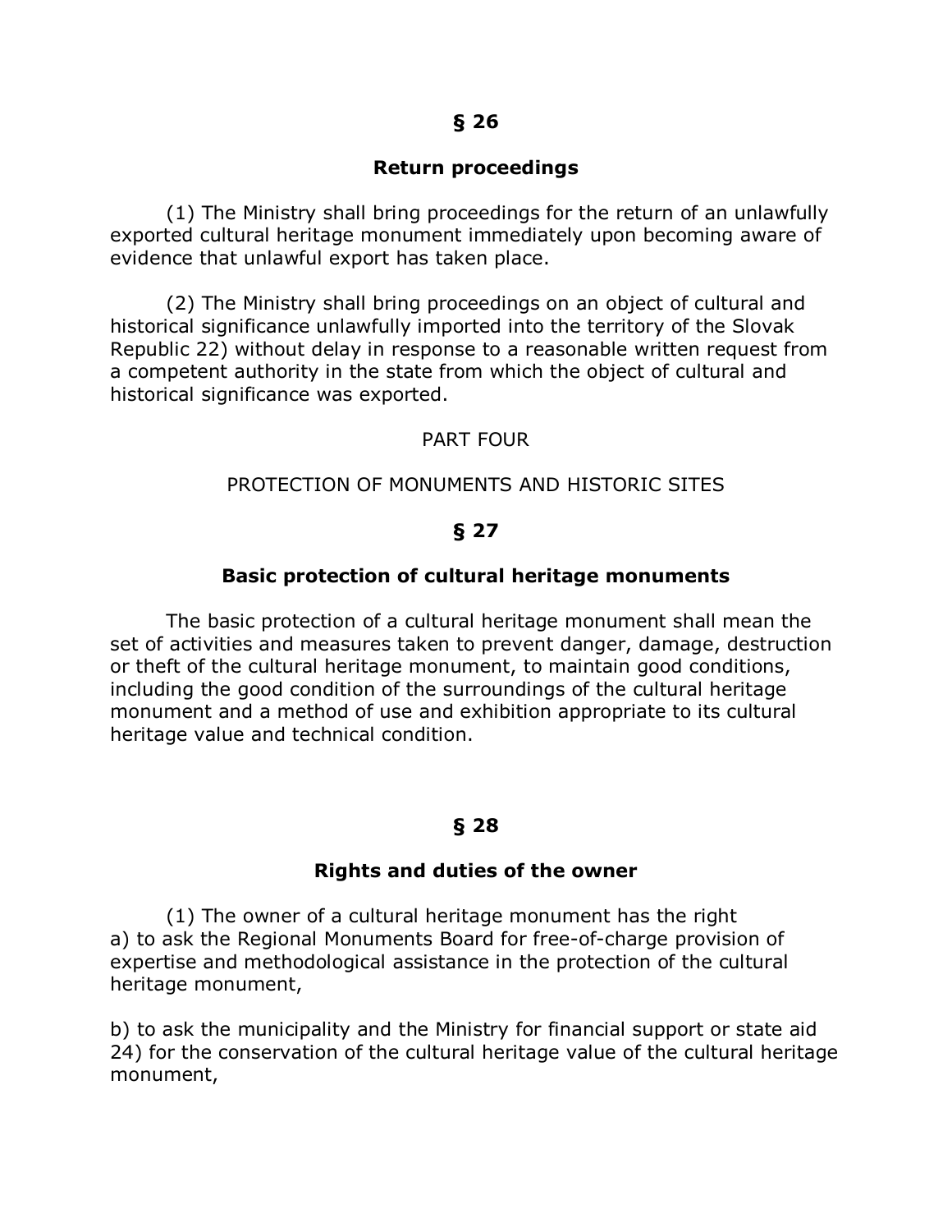## § 26

### Return proceedings

(1) The Ministry shall bring proceedings for the return of an unlawfully exported cultural heritage monument immediately upon becoming aware of evidence that unlawful export has taken place.

(2) The Ministry shall bring proceedings on an object of cultural and historical significance unlawfully imported into the territory of the Slovak Republic 22) without delay in response to a reasonable written request from a competent authority in the state from which the object of cultural and historical significance was exported.

# PART FOUR

# PROTECTION OF MONUMENTS AND HISTORIC SITES

## § 27

### Basic protection of cultural heritage monuments

The basic protection of a cultural heritage monument shall mean the set of activities and measures taken to prevent danger, damage, destruction or theft of the cultural heritage monument, to maintain good conditions, including the good condition of the surroundings of the cultural heritage monument and a method of use and exhibition appropriate to its cultural heritage value and technical condition.

## § 28

### Rights and duties of the owner

(1) The owner of a cultural heritage monument has the right
a) to ask the Regional Monuments Board for free-of-charge provision of expertise and methodological assistance in the protection of the cultural heritage monument,

b) to ask the municipality and the Ministry for financial support or state aid 24) for the conservation of the cultural heritage value of the cultural heritage monument,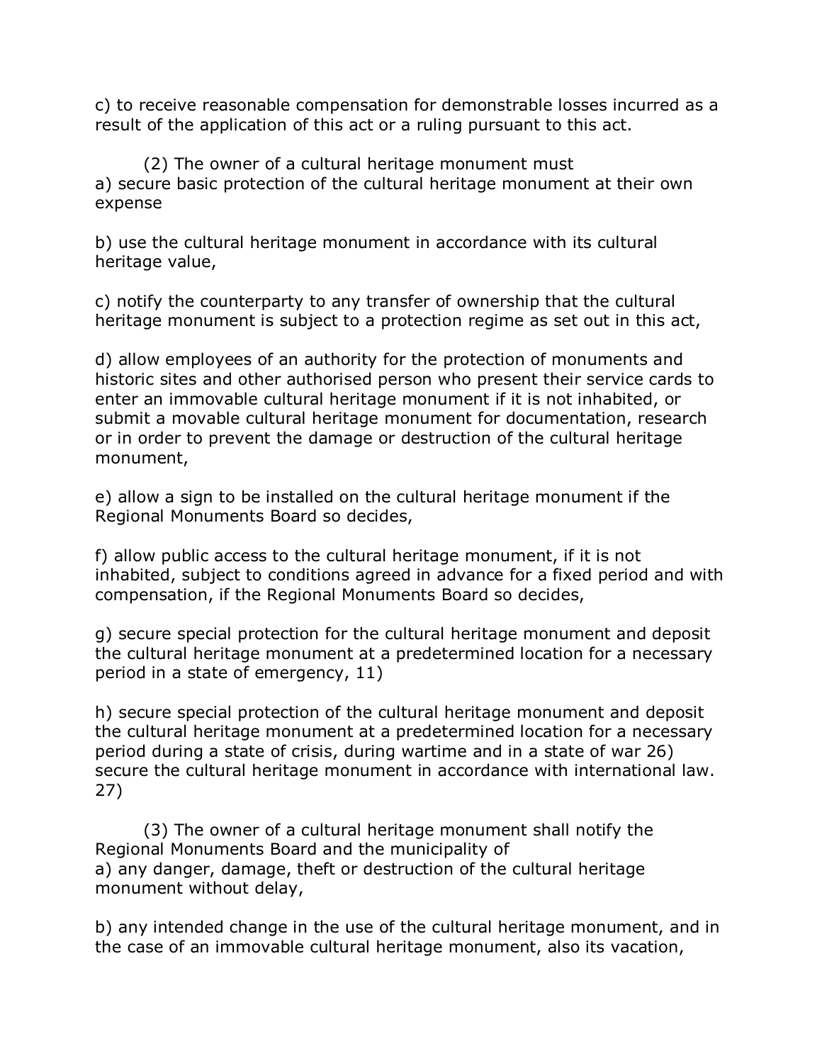c) to receive reasonable compensation for demonstrable losses incurred as a result of the application of this act or a ruling pursuant to this act.

(2) The owner of a cultural heritage monument must
a) secure basic protection of the cultural heritage monument at their own expense

b) use the cultural heritage monument in accordance with its cultural heritage value,

c) notify the counterparty to any transfer of ownership that the cultural heritage monument is subject to a protection regime as set out in this act,

d) allow employees of an authority for the protection of monuments and historic sites and other authorised person who present their service cards to enter an immovable cultural heritage monument if it is not inhabited, or submit a movable cultural heritage monument for documentation, research or in order to prevent the damage or destruction of the cultural heritage monument,

e) allow a sign to be installed on the cultural heritage monument if the Regional Monuments Board so decides,

f) allow public access to the cultural heritage monument, if it is not inhabited, subject to conditions agreed in advance for a fixed period and with compensation, if the Regional Monuments Board so decides,

g) secure special protection for the cultural heritage monument and deposit the cultural heritage monument at a predetermined location for a necessary period in a state of emergency, 11)

h) secure special protection of the cultural heritage monument and deposit the cultural heritage monument at a predetermined location for a necessary period during a state of crisis, during wartime and in a state of war 26) secure the cultural heritage monument in accordance with international law. 27)

(3) The owner of a cultural heritage monument shall notify the Regional Monuments Board and the municipality of
a) any danger, damage, theft or destruction of the cultural heritage monument without delay,

b) any intended change in the use of the cultural heritage monument, and in the case of an immovable cultural heritage monument, also its vacation,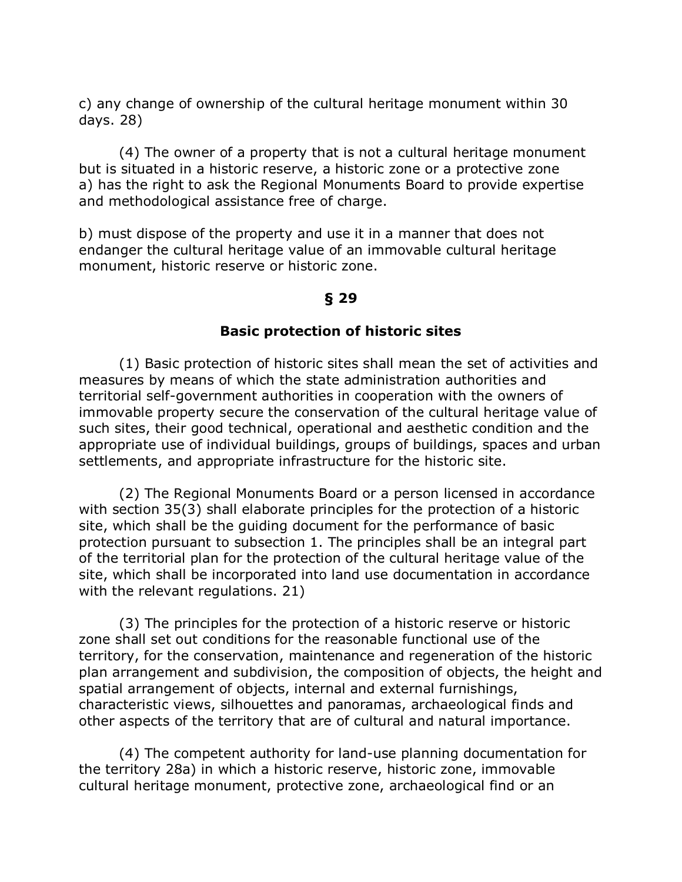c) any change of ownership of the cultural heritage monument within 30 days. 28)

(4) The owner of a property that is not a cultural heritage monument but is situated in a historic reserve, a historic zone or a protective zone
a) has the right to ask the Regional Monuments Board to provide expertise and methodological assistance free of charge.

b) must dispose of the property and use it in a manner that does not endanger the cultural heritage value of an immovable cultural heritage monument, historic reserve or historic zone.

**§ 29**

**Basic protection of historic sites**

(1) Basic protection of historic sites shall mean the set of activities and measures by means of which the state administration authorities and territorial self-government authorities in cooperation with the owners of immovable property secure the conservation of the cultural heritage value of such sites, their good technical, operational and aesthetic condition and the appropriate use of individual buildings, groups of buildings, spaces and urban settlements, and appropriate infrastructure for the historic site.

(2) The Regional Monuments Board or a person licensed in accordance with section 35(3) shall elaborate principles for the protection of a historic site, which shall be the guiding document for the performance of basic protection pursuant to subsection 1. The principles shall be an integral part of the territorial plan for the protection of the cultural heritage value of the site, which shall be incorporated into land use documentation in accordance with the relevant regulations. 21)

(3) The principles for the protection of a historic reserve or historic zone shall set out conditions for the reasonable functional use of the territory, for the conservation, maintenance and regeneration of the historic plan arrangement and subdivision, the composition of objects, the height and spatial arrangement of objects, internal and external furnishings, characteristic views, silhouettes and panoramas, archaeological finds and other aspects of the territory that are of cultural and natural importance.

(4) The competent authority for land-use planning documentation for the territory 28a) in which a historic reserve, historic zone, immovable cultural heritage monument, protective zone, archaeological find or an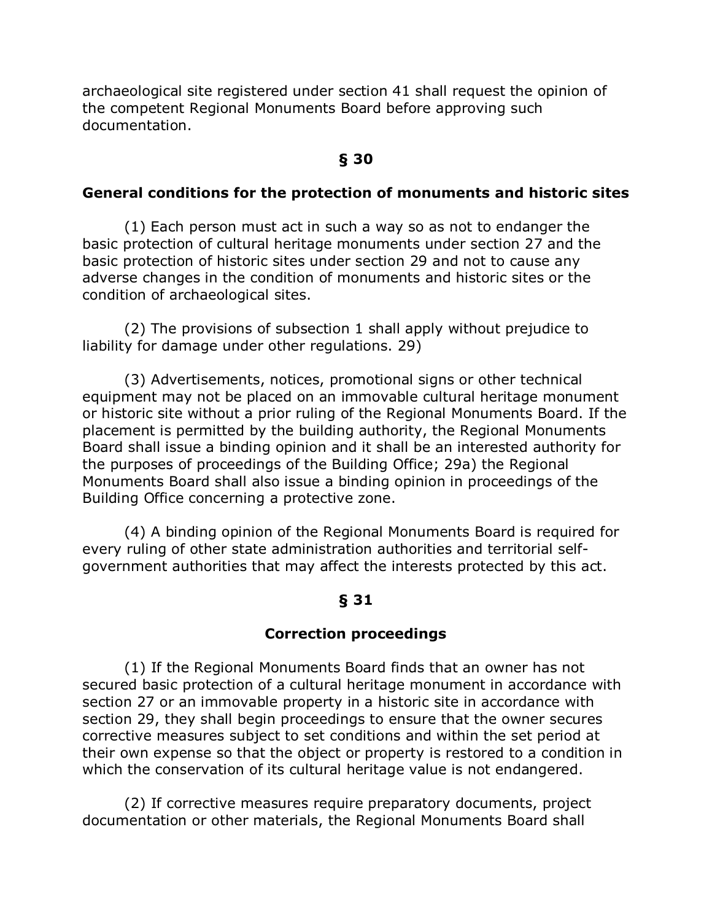archaeological site registered under section 41 shall request the opinion of the competent Regional Monuments Board before approving such documentation.

## § 30

### General conditions for the protection of monuments and historic sites

(1) Each person must act in such a way so as not to endanger the basic protection of cultural heritage monuments under section 27 and the basic protection of historic sites under section 29 and not to cause any adverse changes in the condition of monuments and historic sites or the condition of archaeological sites.

(2) The provisions of subsection 1 shall apply without prejudice to liability for damage under other regulations. 29)

(3) Advertisements, notices, promotional signs or other technical equipment may not be placed on an immovable cultural heritage monument or historic site without a prior ruling of the Regional Monuments Board. If the placement is permitted by the building authority, the Regional Monuments Board shall issue a binding opinion and it shall be an interested authority for the purposes of proceedings of the Building Office; 29a) the Regional Monuments Board shall also issue a binding opinion in proceedings of the Building Office concerning a protective zone.

(4) A binding opinion of the Regional Monuments Board is required for every ruling of other state administration authorities and territorial self-government authorities that may affect the interests protected by this act.

## § 31

### Correction proceedings

(1) If the Regional Monuments Board finds that an owner has not secured basic protection of a cultural heritage monument in accordance with section 27 or an immovable property in a historic site in accordance with section 29, they shall begin proceedings to ensure that the owner secures corrective measures subject to set conditions and within the set period at their own expense so that the object or property is restored to a condition in which the conservation of its cultural heritage value is not endangered.

(2) If corrective measures require preparatory documents, project documentation or other materials, the Regional Monuments Board shall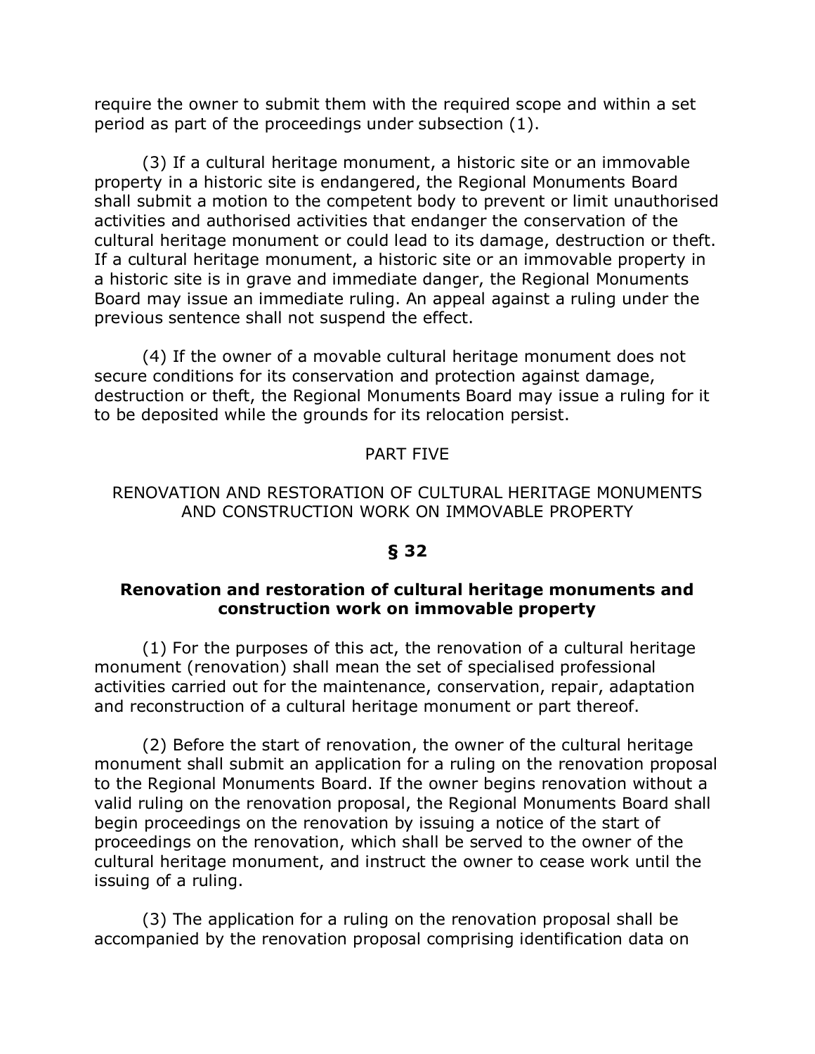require the owner to submit them with the required scope and within a set period as part of the proceedings under subsection (1).

(3) If a cultural heritage monument, a historic site or an immovable property in a historic site is endangered, the Regional Monuments Board shall submit a motion to the competent body to prevent or limit unauthorised activities and authorised activities that endanger the conservation of the cultural heritage monument or could lead to its damage, destruction or theft. If a cultural heritage monument, a historic site or an immovable property in a historic site is in grave and immediate danger, the Regional Monuments Board may issue an immediate ruling. An appeal against a ruling under the previous sentence shall not suspend the effect.

(4) If the owner of a movable cultural heritage monument does not secure conditions for its conservation and protection against damage, destruction or theft, the Regional Monuments Board may issue a ruling for it to be deposited while the grounds for its relocation persist.

## PART FIVE

## RENOVATION AND RESTORATION OF CULTURAL HERITAGE MONUMENTS AND CONSTRUCTION WORK ON IMMOVABLE PROPERTY

### § 32

### Renovation and restoration of cultural heritage monuments and construction work on immovable property

(1) For the purposes of this act, the renovation of a cultural heritage monument (renovation) shall mean the set of specialised professional activities carried out for the maintenance, conservation, repair, adaptation and reconstruction of a cultural heritage monument or part thereof.

(2) Before the start of renovation, the owner of the cultural heritage monument shall submit an application for a ruling on the renovation proposal to the Regional Monuments Board. If the owner begins renovation without a valid ruling on the renovation proposal, the Regional Monuments Board shall begin proceedings on the renovation by issuing a notice of the start of proceedings on the renovation, which shall be served to the owner of the cultural heritage monument, and instruct the owner to cease work until the issuing of a ruling.

(3) The application for a ruling on the renovation proposal shall be accompanied by the renovation proposal comprising identification data on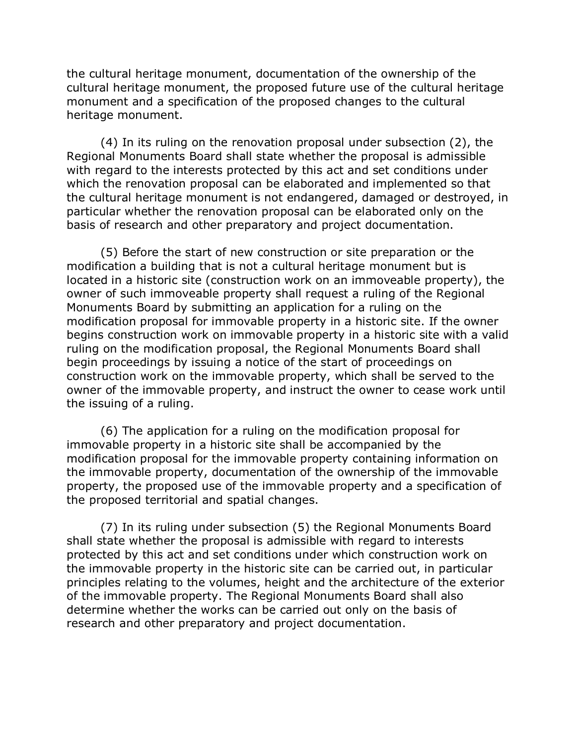the cultural heritage monument, documentation of the ownership of the cultural heritage monument, the proposed future use of the cultural heritage monument and a specification of the proposed changes to the cultural heritage monument.

(4) In its ruling on the renovation proposal under subsection (2), the Regional Monuments Board shall state whether the proposal is admissible with regard to the interests protected by this act and set conditions under which the renovation proposal can be elaborated and implemented so that the cultural heritage monument is not endangered, damaged or destroyed, in particular whether the renovation proposal can be elaborated only on the basis of research and other preparatory and project documentation.

(5) Before the start of new construction or site preparation or the modification a building that is not a cultural heritage monument but is located in a historic site (construction work on an immoveable property), the owner of such immoveable property shall request a ruling of the Regional Monuments Board by submitting an application for a ruling on the modification proposal for immovable property in a historic site. If the owner begins construction work on immovable property in a historic site with a valid ruling on the modification proposal, the Regional Monuments Board shall begin proceedings by issuing a notice of the start of proceedings on construction work on the immovable property, which shall be served to the owner of the immovable property, and instruct the owner to cease work until the issuing of a ruling.

(6) The application for a ruling on the modification proposal for immovable property in a historic site shall be accompanied by the modification proposal for the immovable property containing information on the immovable property, documentation of the ownership of the immovable property, the proposed use of the immovable property and a specification of the proposed territorial and spatial changes.

(7) In its ruling under subsection (5) the Regional Monuments Board shall state whether the proposal is admissible with regard to interests protected by this act and set conditions under which construction work on the immovable property in the historic site can be carried out, in particular principles relating to the volumes, height and the architecture of the exterior of the immovable property. The Regional Monuments Board shall also determine whether the works can be carried out only on the basis of research and other preparatory and project documentation.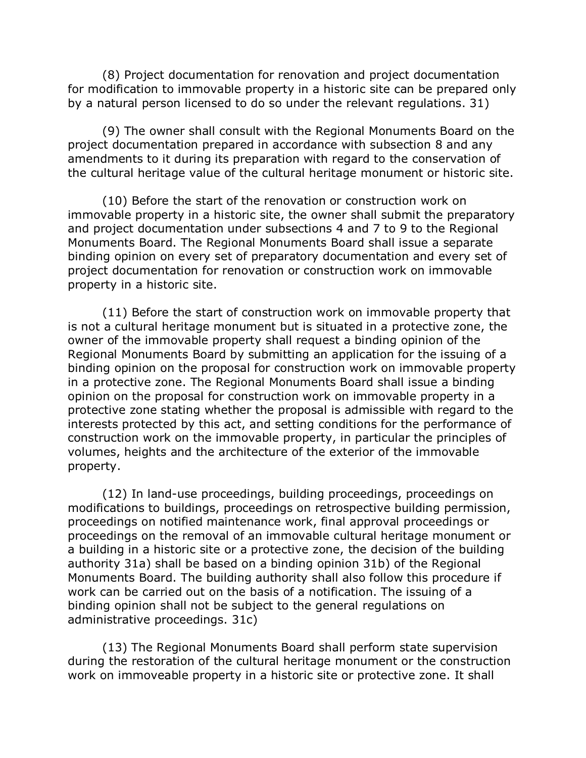(8) Project documentation for renovation and project documentation for modification to immovable property in a historic site can be prepared only by a natural person licensed to do so under the relevant regulations. 31)

(9) The owner shall consult with the Regional Monuments Board on the project documentation prepared in accordance with subsection 8 and any amendments to it during its preparation with regard to the conservation of the cultural heritage value of the cultural heritage monument or historic site.

(10) Before the start of the renovation or construction work on immovable property in a historic site, the owner shall submit the preparatory and project documentation under subsections 4 and 7 to 9 to the Regional Monuments Board. The Regional Monuments Board shall issue a separate binding opinion on every set of preparatory documentation and every set of project documentation for renovation or construction work on immovable property in a historic site.

(11) Before the start of construction work on immovable property that is not a cultural heritage monument but is situated in a protective zone, the owner of the immovable property shall request a binding opinion of the Regional Monuments Board by submitting an application for the issuing of a binding opinion on the proposal for construction work on immovable property in a protective zone. The Regional Monuments Board shall issue a binding opinion on the proposal for construction work on immovable property in a protective zone stating whether the proposal is admissible with regard to the interests protected by this act, and setting conditions for the performance of construction work on the immovable property, in particular the principles of volumes, heights and the architecture of the exterior of the immovable property.

(12) In land-use proceedings, building proceedings, proceedings on modifications to buildings, proceedings on retrospective building permission, proceedings on notified maintenance work, final approval proceedings or proceedings on the removal of an immovable cultural heritage monument or a building in a historic site or a protective zone, the decision of the building authority 31a) shall be based on a binding opinion 31b) of the Regional Monuments Board. The building authority shall also follow this procedure if work can be carried out on the basis of a notification. The issuing of a binding opinion shall not be subject to the general regulations on administrative proceedings. 31c)

(13) The Regional Monuments Board shall perform state supervision during the restoration of the cultural heritage monument or the construction work on immoveable property in a historic site or protective zone. It shall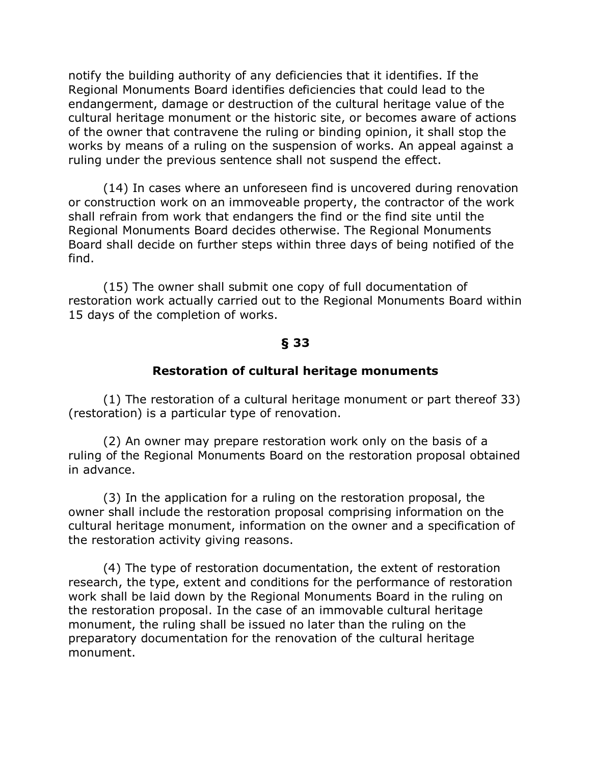notify the building authority of any deficiencies that it identifies. If the Regional Monuments Board identifies deficiencies that could lead to the endangerment, damage or destruction of the cultural heritage value of the cultural heritage monument or the historic site, or becomes aware of actions of the owner that contravene the ruling or binding opinion, it shall stop the works by means of a ruling on the suspension of works. An appeal against a ruling under the previous sentence shall not suspend the effect.

(14) In cases where an unforeseen find is uncovered during renovation or construction work on an immoveable property, the contractor of the work shall refrain from work that endangers the find or the find site until the Regional Monuments Board decides otherwise. The Regional Monuments Board shall decide on further steps within three days of being notified of the find.

(15) The owner shall submit one copy of full documentation of restoration work actually carried out to the Regional Monuments Board within 15 days of the completion of works.

**§ 33**

**Restoration of cultural heritage monuments**

(1) The restoration of a cultural heritage monument or part thereof 33) (restoration) is a particular type of renovation.

(2) An owner may prepare restoration work only on the basis of a ruling of the Regional Monuments Board on the restoration proposal obtained in advance.

(3) In the application for a ruling on the restoration proposal, the owner shall include the restoration proposal comprising information on the cultural heritage monument, information on the owner and a specification of the restoration activity giving reasons.

(4) The type of restoration documentation, the extent of restoration research, the type, extent and conditions for the performance of restoration work shall be laid down by the Regional Monuments Board in the ruling on the restoration proposal. In the case of an immovable cultural heritage monument, the ruling shall be issued no later than the ruling on the preparatory documentation for the renovation of the cultural heritage monument.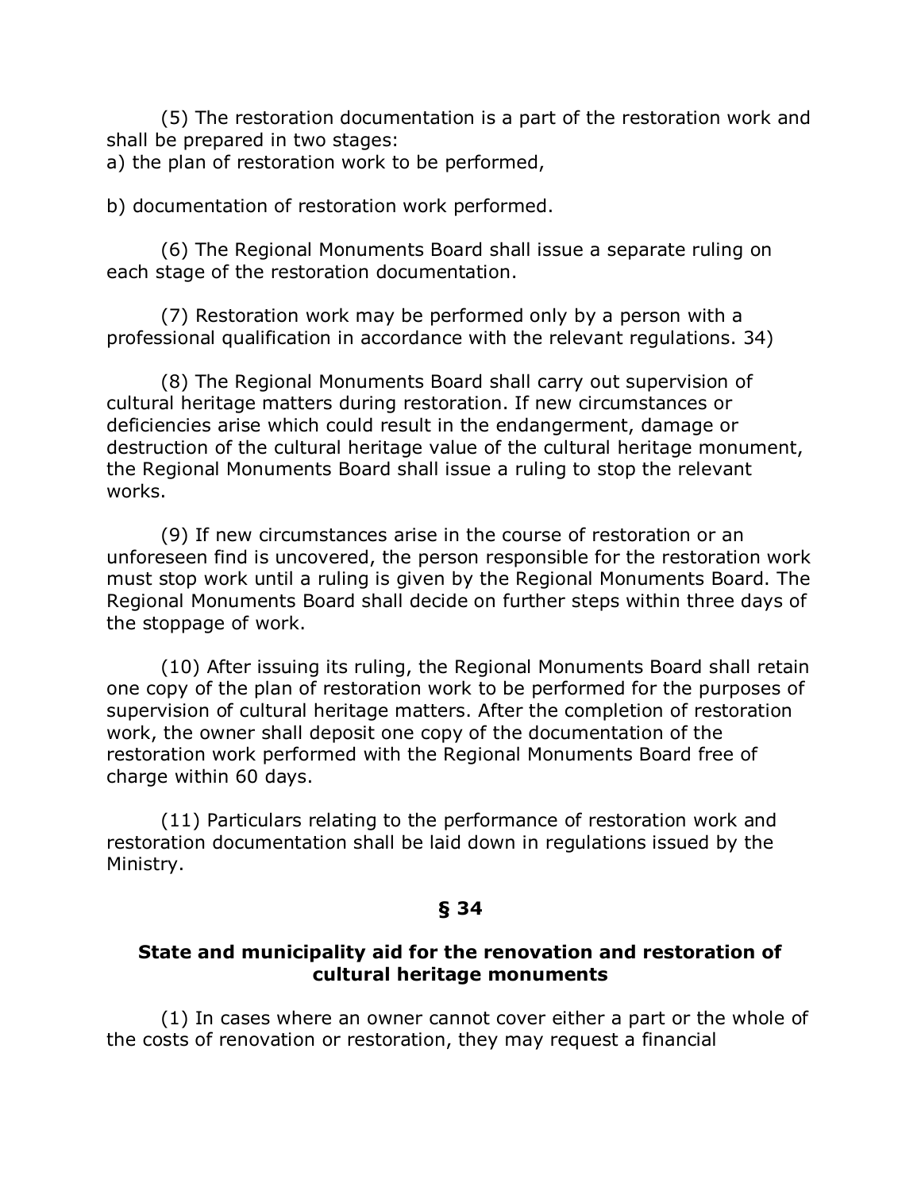(5) The restoration documentation is a part of the restoration work and shall be prepared in two stages:
a) the plan of restoration work to be performed,

b) documentation of restoration work performed.

(6) The Regional Monuments Board shall issue a separate ruling on each stage of the restoration documentation.

(7) Restoration work may be performed only by a person with a professional qualification in accordance with the relevant regulations. 34)

(8) The Regional Monuments Board shall carry out supervision of cultural heritage matters during restoration. If new circumstances or deficiencies arise which could result in the endangerment, damage or destruction of the cultural heritage value of the cultural heritage monument, the Regional Monuments Board shall issue a ruling to stop the relevant works.

(9) If new circumstances arise in the course of restoration or an unforeseen find is uncovered, the person responsible for the restoration work must stop work until a ruling is given by the Regional Monuments Board. The Regional Monuments Board shall decide on further steps within three days of the stoppage of work.

(10) After issuing its ruling, the Regional Monuments Board shall retain one copy of the plan of restoration work to be performed for the purposes of supervision of cultural heritage matters. After the completion of restoration work, the owner shall deposit one copy of the documentation of the restoration work performed with the Regional Monuments Board free of charge within 60 days.

(11) Particulars relating to the performance of restoration work and restoration documentation shall be laid down in regulations issued by the Ministry.

**§ 34**

**State and municipality aid for the renovation and restoration of cultural heritage monuments**

(1) In cases where an owner cannot cover either a part or the whole of the costs of renovation or restoration, they may request a financial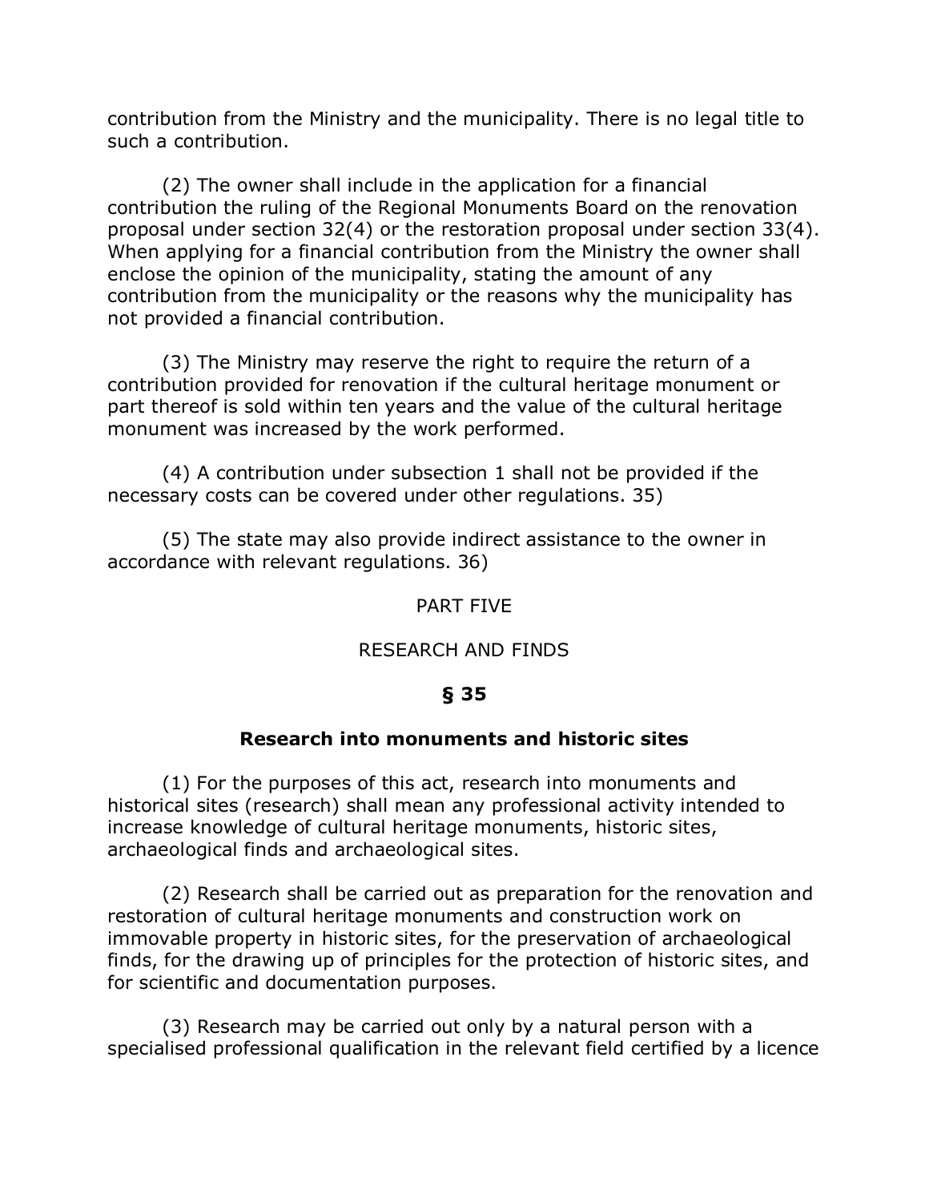contribution from the Ministry and the municipality. There is no legal title to such a contribution.

(2) The owner shall include in the application for a financial contribution the ruling of the Regional Monuments Board on the renovation proposal under section 32(4) or the restoration proposal under section 33(4). When applying for a financial contribution from the Ministry the owner shall enclose the opinion of the municipality, stating the amount of any contribution from the municipality or the reasons why the municipality has not provided a financial contribution.

(3) The Ministry may reserve the right to require the return of a contribution provided for renovation if the cultural heritage monument or part thereof is sold within ten years and the value of the cultural heritage monument was increased by the work performed.

(4) A contribution under subsection 1 shall not be provided if the necessary costs can be covered under other regulations. 35)

(5) The state may also provide indirect assistance to the owner in accordance with relevant regulations. 36)

## PART FIVE

## RESEARCH AND FINDS

### § 35

### Research into monuments and historic sites

(1) For the purposes of this act, research into monuments and historical sites (research) shall mean any professional activity intended to increase knowledge of cultural heritage monuments, historic sites, archaeological finds and archaeological sites.

(2) Research shall be carried out as preparation for the renovation and restoration of cultural heritage monuments and construction work on immovable property in historic sites, for the preservation of archaeological finds, for the drawing up of principles for the protection of historic sites, and for scientific and documentation purposes.

(3) Research may be carried out only by a natural person with a specialised professional qualification in the relevant field certified by a licence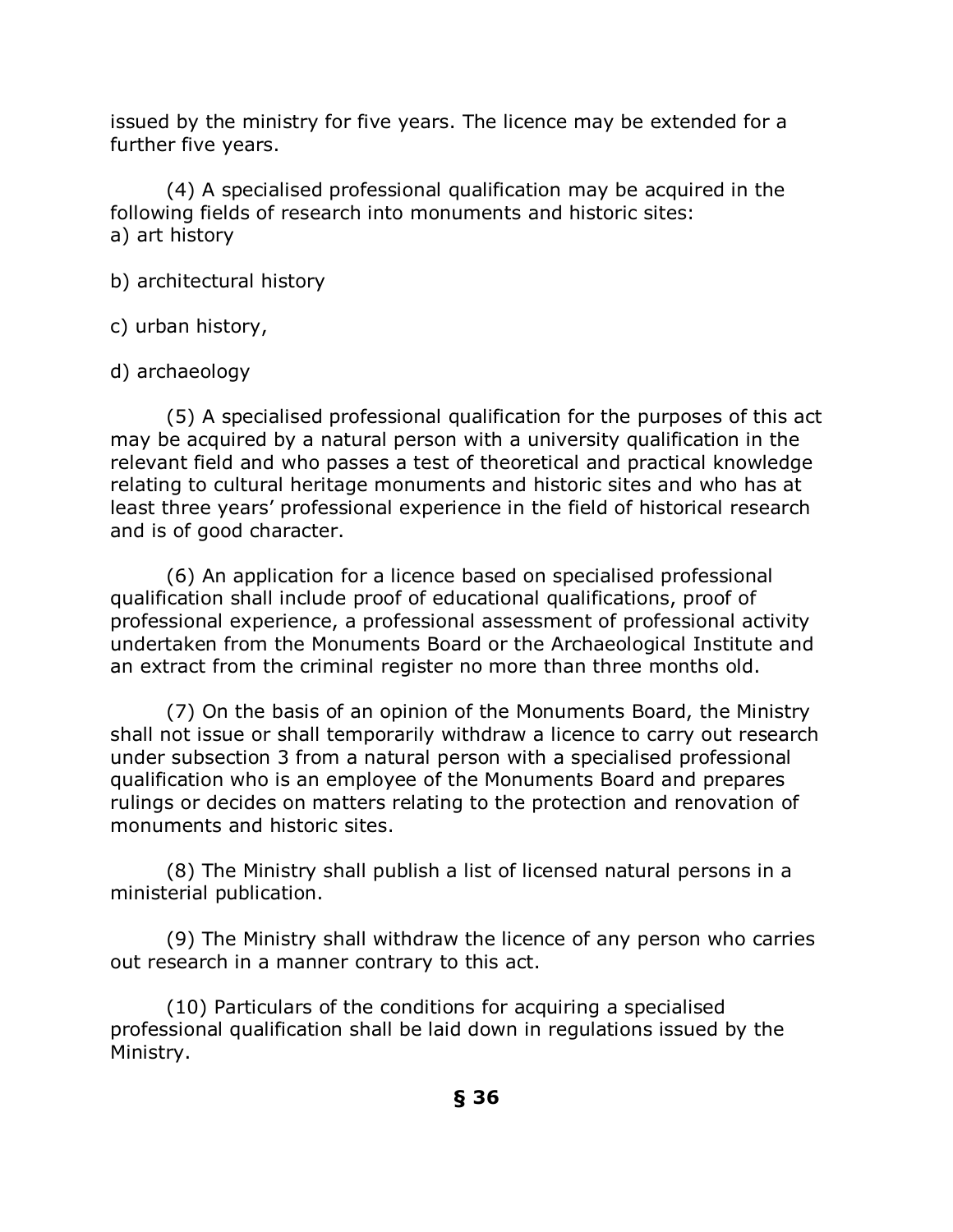issued by the ministry for five years. The licence may be extended for a further five years.

(4) A specialised professional qualification may be acquired in the following fields of research into monuments and historic sites:
a) art history

b) architectural history

c) urban history,

d) archaeology

(5) A specialised professional qualification for the purposes of this act may be acquired by a natural person with a university qualification in the relevant field and who passes a test of theoretical and practical knowledge relating to cultural heritage monuments and historic sites and who has at least three years' professional experience in the field of historical research and is of good character.

(6) An application for a licence based on specialised professional qualification shall include proof of educational qualifications, proof of professional experience, a professional assessment of professional activity undertaken from the Monuments Board or the Archaeological Institute and an extract from the criminal register no more than three months old.

(7) On the basis of an opinion of the Monuments Board, the Ministry shall not issue or shall temporarily withdraw a licence to carry out research under subsection 3 from a natural person with a specialised professional qualification who is an employee of the Monuments Board and prepares rulings or decides on matters relating to the protection and renovation of monuments and historic sites.

(8) The Ministry shall publish a list of licensed natural persons in a ministerial publication.

(9) The Ministry shall withdraw the licence of any person who carries out research in a manner contrary to this act.

(10) Particulars of the conditions for acquiring a specialised professional qualification shall be laid down in regulations issued by the Ministry.

**§ 36**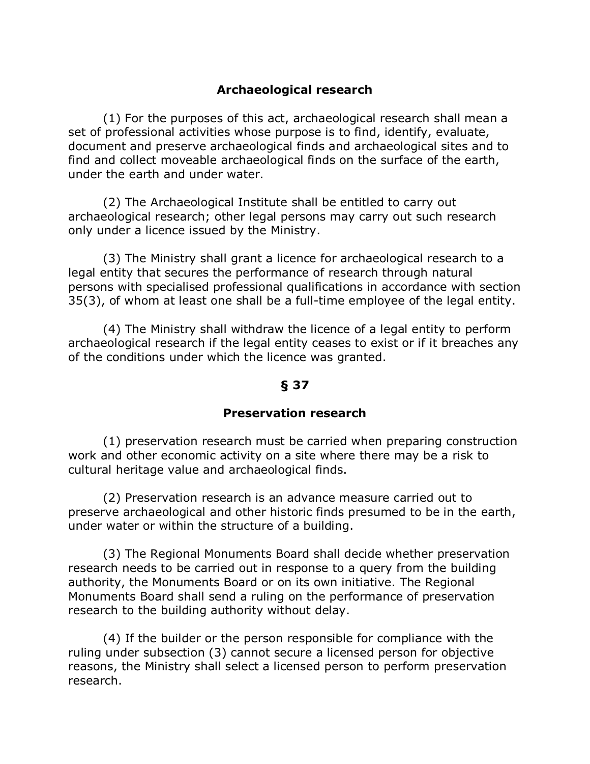### Archaeological research

(1) For the purposes of this act, archaeological research shall mean a set of professional activities whose purpose is to find, identify, evaluate, document and preserve archaeological finds and archaeological sites and to find and collect moveable archaeological finds on the surface of the earth, under the earth and under water.

(2) The Archaeological Institute shall be entitled to carry out archaeological research; other legal persons may carry out such research only under a licence issued by the Ministry.

(3) The Ministry shall grant a licence for archaeological research to a legal entity that secures the performance of research through natural persons with specialised professional qualifications in accordance with section 35(3), of whom at least one shall be a full-time employee of the legal entity.

(4) The Ministry shall withdraw the licence of a legal entity to perform archaeological research if the legal entity ceases to exist or if it breaches any of the conditions under which the licence was granted.

## § 37

### Preservation research

(1) preservation research must be carried when preparing construction work and other economic activity on a site where there may be a risk to cultural heritage value and archaeological finds.

(2) Preservation research is an advance measure carried out to preserve archaeological and other historic finds presumed to be in the earth, under water or within the structure of a building.

(3) The Regional Monuments Board shall decide whether preservation research needs to be carried out in response to a query from the building authority, the Monuments Board or on its own initiative. The Regional Monuments Board shall send a ruling on the performance of preservation research to the building authority without delay.

(4) If the builder or the person responsible for compliance with the ruling under subsection (3) cannot secure a licensed person for objective reasons, the Ministry shall select a licensed person to perform preservation research.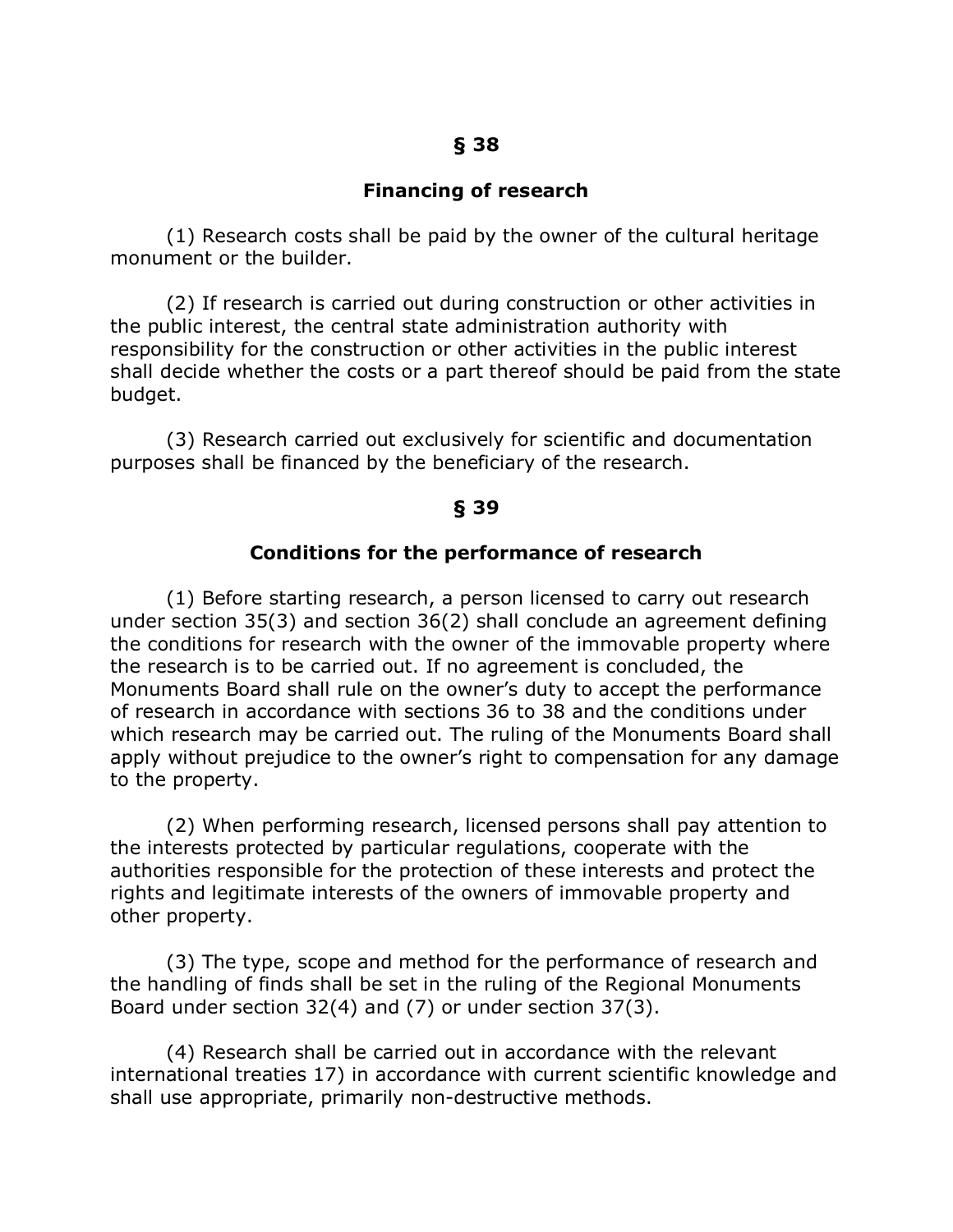## § 38

## Financing of research

(1) Research costs shall be paid by the owner of the cultural heritage monument or the builder.

(2) If research is carried out during construction or other activities in the public interest, the central state administration authority with responsibility for the construction or other activities in the public interest shall decide whether the costs or a part thereof should be paid from the state budget.

(3) Research carried out exclusively for scientific and documentation purposes shall be financed by the beneficiary of the research.

## § 39

## Conditions for the performance of research

(1) Before starting research, a person licensed to carry out research under section 35(3) and section 36(2) shall conclude an agreement defining the conditions for research with the owner of the immovable property where the research is to be carried out. If no agreement is concluded, the Monuments Board shall rule on the owner's duty to accept the performance of research in accordance with sections 36 to 38 and the conditions under which research may be carried out. The ruling of the Monuments Board shall apply without prejudice to the owner's right to compensation for any damage to the property.

(2) When performing research, licensed persons shall pay attention to the interests protected by particular regulations, cooperate with the authorities responsible for the protection of these interests and protect the rights and legitimate interests of the owners of immovable property and other property.

(3) The type, scope and method for the performance of research and the handling of finds shall be set in the ruling of the Regional Monuments Board under section 32(4) and (7) or under section 37(3).

(4) Research shall be carried out in accordance with the relevant international treaties 17) in accordance with current scientific knowledge and shall use appropriate, primarily non-destructive methods.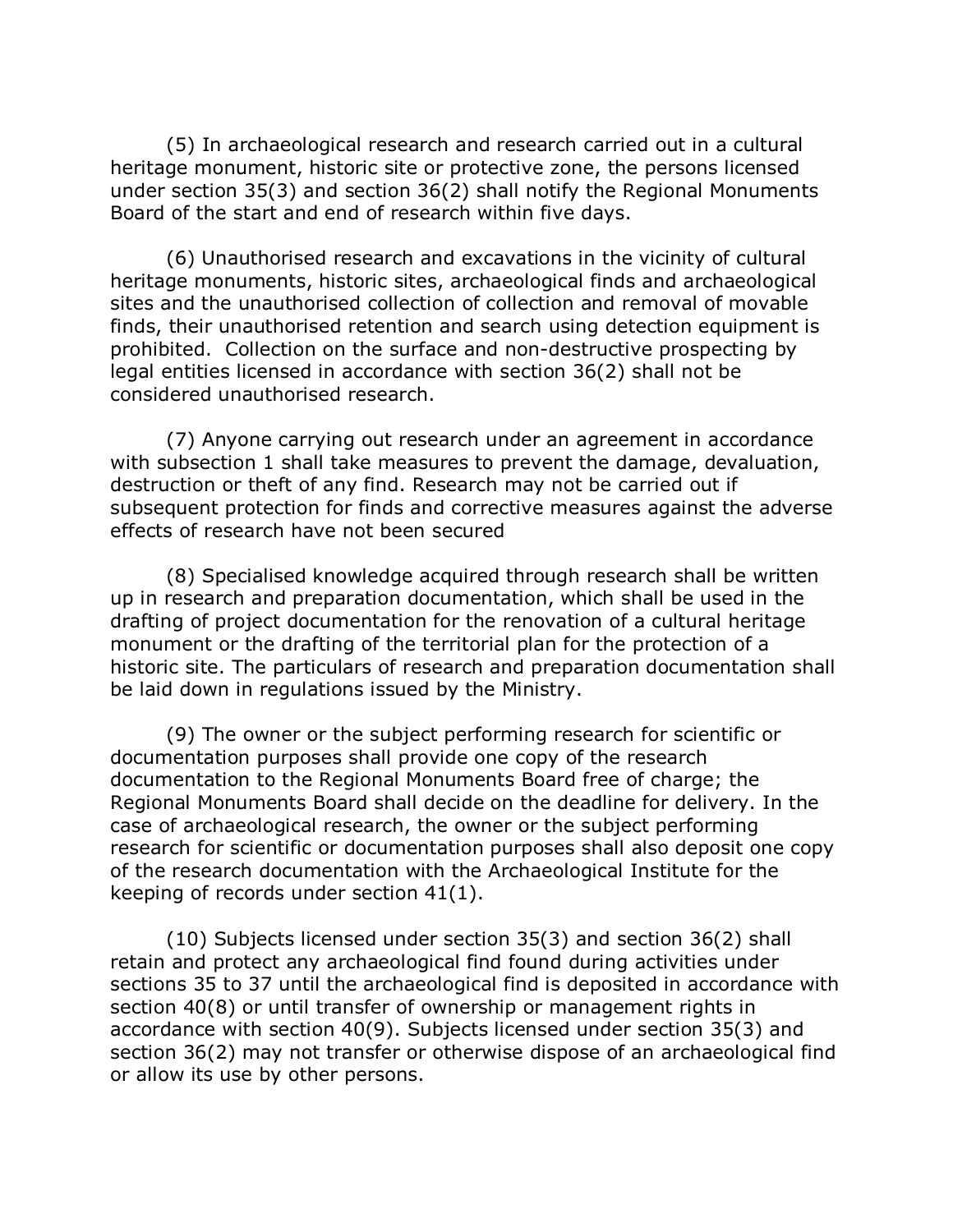(5) In archaeological research and research carried out in a cultural heritage monument, historic site or protective zone, the persons licensed under section 35(3) and section 36(2) shall notify the Regional Monuments Board of the start and end of research within five days.

(6) Unauthorised research and excavations in the vicinity of cultural heritage monuments, historic sites, archaeological finds and archaeological sites and the unauthorised collection of collection and removal of movable finds, their unauthorised retention and search using detection equipment is prohibited. Collection on the surface and non-destructive prospecting by legal entities licensed in accordance with section 36(2) shall not be considered unauthorised research.

(7) Anyone carrying out research under an agreement in accordance with subsection 1 shall take measures to prevent the damage, devaluation, destruction or theft of any find. Research may not be carried out if subsequent protection for finds and corrective measures against the adverse effects of research have not been secured

(8) Specialised knowledge acquired through research shall be written up in research and preparation documentation, which shall be used in the drafting of project documentation for the renovation of a cultural heritage monument or the drafting of the territorial plan for the protection of a historic site. The particulars of research and preparation documentation shall be laid down in regulations issued by the Ministry.

(9) The owner or the subject performing research for scientific or documentation purposes shall provide one copy of the research documentation to the Regional Monuments Board free of charge; the Regional Monuments Board shall decide on the deadline for delivery. In the case of archaeological research, the owner or the subject performing research for scientific or documentation purposes shall also deposit one copy of the research documentation with the Archaeological Institute for the keeping of records under section 41(1).

(10) Subjects licensed under section 35(3) and section 36(2) shall retain and protect any archaeological find found during activities under sections 35 to 37 until the archaeological find is deposited in accordance with section 40(8) or until transfer of ownership or management rights in accordance with section 40(9). Subjects licensed under section 35(3) and section 36(2) may not transfer or otherwise dispose of an archaeological find or allow its use by other persons.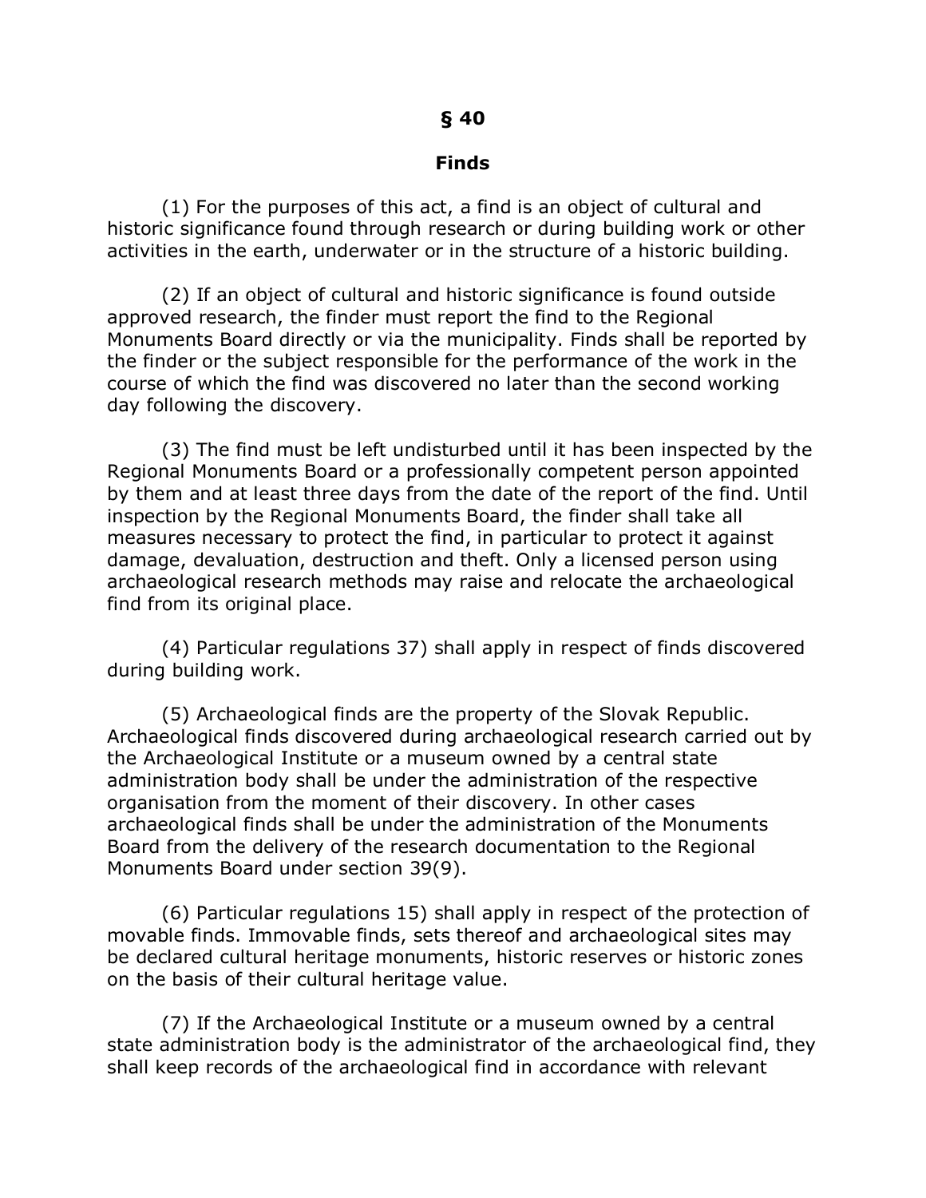## § 40

### Finds

(1) For the purposes of this act, a find is an object of cultural and historic significance found through research or during building work or other activities in the earth, underwater or in the structure of a historic building.

(2) If an object of cultural and historic significance is found outside approved research, the finder must report the find to the Regional Monuments Board directly or via the municipality. Finds shall be reported by the finder or the subject responsible for the performance of the work in the course of which the find was discovered no later than the second working day following the discovery.

(3) The find must be left undisturbed until it has been inspected by the Regional Monuments Board or a professionally competent person appointed by them and at least three days from the date of the report of the find. Until inspection by the Regional Monuments Board, the finder shall take all measures necessary to protect the find, in particular to protect it against damage, devaluation, destruction and theft. Only a licensed person using archaeological research methods may raise and relocate the archaeological find from its original place.

(4) Particular regulations 37) shall apply in respect of finds discovered during building work.

(5) Archaeological finds are the property of the Slovak Republic. Archaeological finds discovered during archaeological research carried out by the Archaeological Institute or a museum owned by a central state administration body shall be under the administration of the respective organisation from the moment of their discovery. In other cases archaeological finds shall be under the administration of the Monuments Board from the delivery of the research documentation to the Regional Monuments Board under section 39(9).

(6) Particular regulations 15) shall apply in respect of the protection of movable finds. Immovable finds, sets thereof and archaeological sites may be declared cultural heritage monuments, historic reserves or historic zones on the basis of their cultural heritage value.

(7) If the Archaeological Institute or a museum owned by a central state administration body is the administrator of the archaeological find, they shall keep records of the archaeological find in accordance with relevant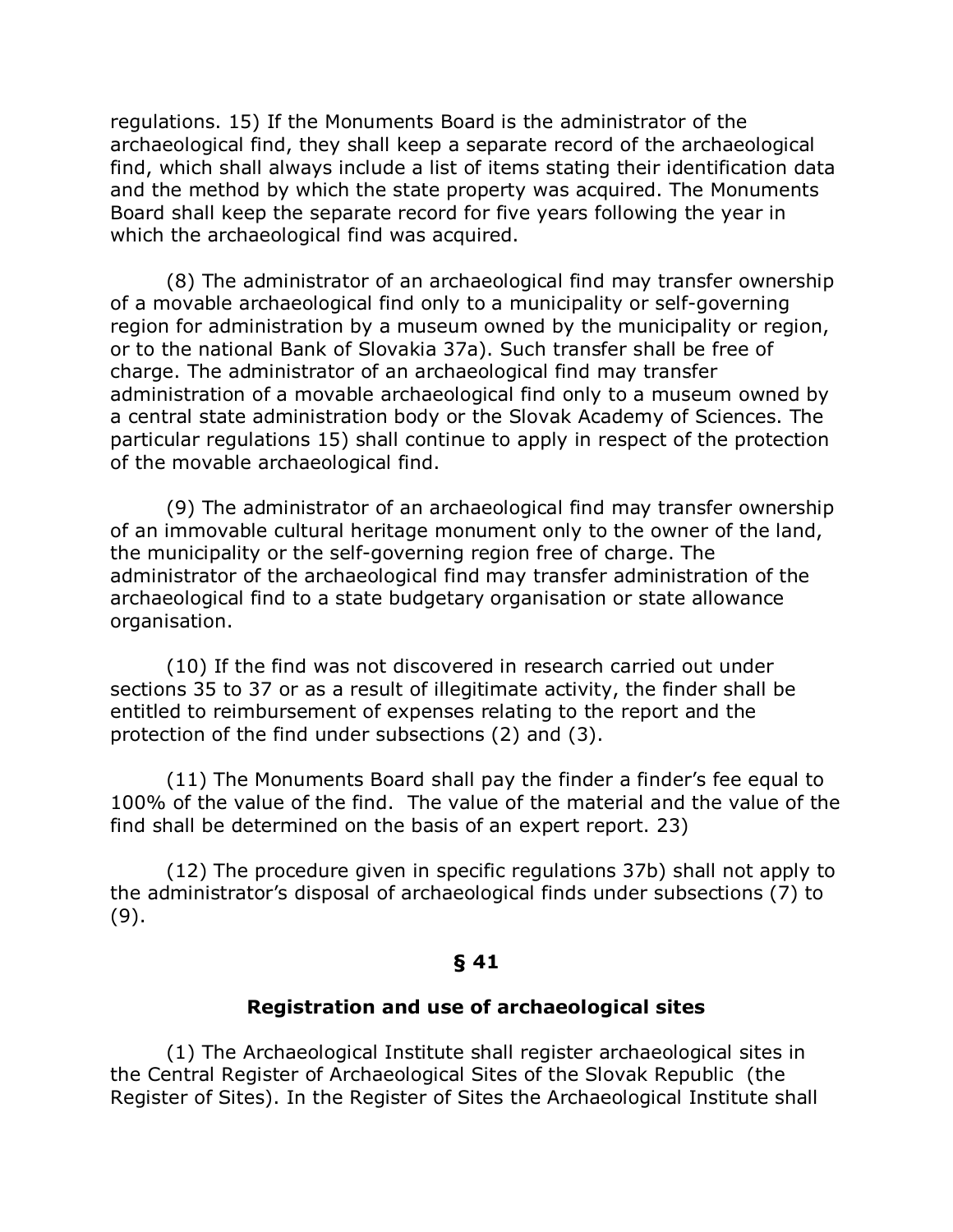regulations. 15) If the Monuments Board is the administrator of the archaeological find, they shall keep a separate record of the archaeological find, which shall always include a list of items stating their identification data and the method by which the state property was acquired. The Monuments Board shall keep the separate record for five years following the year in which the archaeological find was acquired.

(8) The administrator of an archaeological find may transfer ownership of a movable archaeological find only to a municipality or self-governing region for administration by a museum owned by the municipality or region, or to the national Bank of Slovakia 37a). Such transfer shall be free of charge. The administrator of an archaeological find may transfer administration of a movable archaeological find only to a museum owned by a central state administration body or the Slovak Academy of Sciences. The particular regulations 15) shall continue to apply in respect of the protection of the movable archaeological find.

(9) The administrator of an archaeological find may transfer ownership of an immovable cultural heritage monument only to the owner of the land, the municipality or the self-governing region free of charge. The administrator of the archaeological find may transfer administration of the archaeological find to a state budgetary organisation or state allowance organisation.

(10) If the find was not discovered in research carried out under sections 35 to 37 or as a result of illegitimate activity, the finder shall be entitled to reimbursement of expenses relating to the report and the protection of the find under subsections (2) and (3).

(11) The Monuments Board shall pay the finder a finder's fee equal to 100% of the value of the find. The value of the material and the value of the find shall be determined on the basis of an expert report. 23)

(12) The procedure given in specific regulations 37b) shall not apply to the administrator's disposal of archaeological finds under subsections (7) to (9).

## § 41

### Registration and use of archaeological sites

(1) The Archaeological Institute shall register archaeological sites in the Central Register of Archaeological Sites of the Slovak Republic (the Register of Sites). In the Register of Sites the Archaeological Institute shall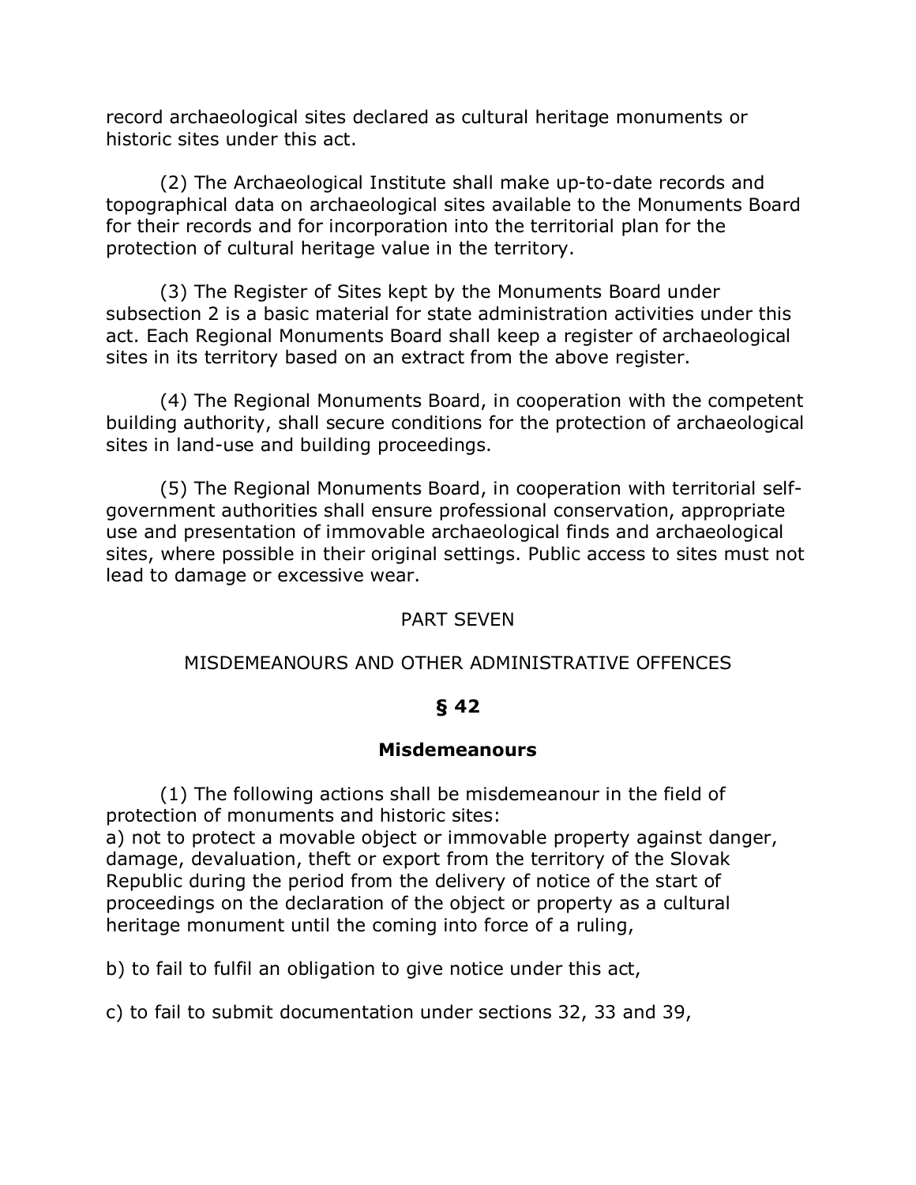record archaeological sites declared as cultural heritage monuments or historic sites under this act.

(2) The Archaeological Institute shall make up-to-date records and topographical data on archaeological sites available to the Monuments Board for their records and for incorporation into the territorial plan for the protection of cultural heritage value in the territory.

(3) The Register of Sites kept by the Monuments Board under subsection 2 is a basic material for state administration activities under this act. Each Regional Monuments Board shall keep a register of archaeological sites in its territory based on an extract from the above register.

(4) The Regional Monuments Board, in cooperation with the competent building authority, shall secure conditions for the protection of archaeological sites in land-use and building proceedings.

(5) The Regional Monuments Board, in cooperation with territorial self-government authorities shall ensure professional conservation, appropriate use and presentation of immovable archaeological finds and archaeological sites, where possible in their original settings. Public access to sites must not lead to damage or excessive wear.

PART SEVEN

MISDEMEANOURS AND OTHER ADMINISTRATIVE OFFENCES

**§ 42**

**Misdemeanours**

(1) The following actions shall be misdemeanour in the field of protection of monuments and historic sites:
a) not to protect a movable object or immovable property against danger, damage, devaluation, theft or export from the territory of the Slovak Republic during the period from the delivery of notice of the start of proceedings on the declaration of the object or property as a cultural heritage monument until the coming into force of a ruling,

b) to fail to fulfil an obligation to give notice under this act,

c) to fail to submit documentation under sections 32, 33 and 39,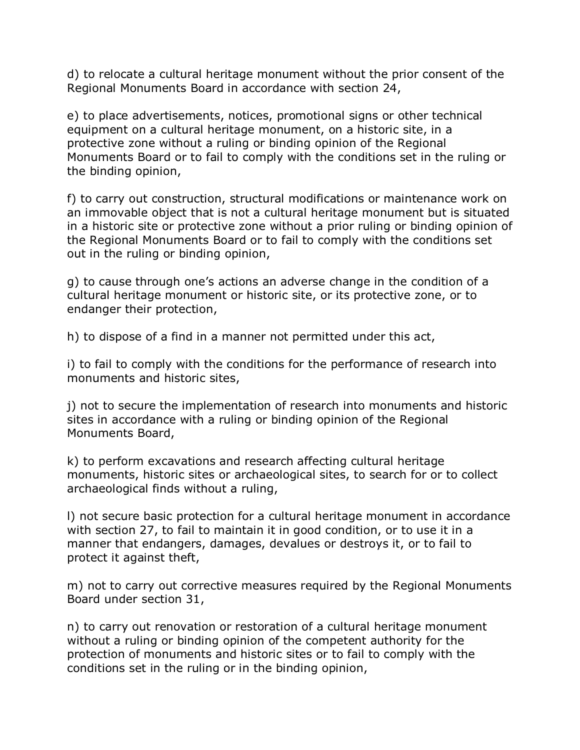d) to relocate a cultural heritage monument without the prior consent of the Regional Monuments Board in accordance with section 24,

e) to place advertisements, notices, promotional signs or other technical equipment on a cultural heritage monument, on a historic site, in a protective zone without a ruling or binding opinion of the Regional Monuments Board or to fail to comply with the conditions set in the ruling or the binding opinion,

f) to carry out construction, structural modifications or maintenance work on an immovable object that is not a cultural heritage monument but is situated in a historic site or protective zone without a prior ruling or binding opinion of the Regional Monuments Board or to fail to comply with the conditions set out in the ruling or binding opinion,

g) to cause through one's actions an adverse change in the condition of a cultural heritage monument or historic site, or its protective zone, or to endanger their protection,

h) to dispose of a find in a manner not permitted under this act,

i) to fail to comply with the conditions for the performance of research into monuments and historic sites,

j) not to secure the implementation of research into monuments and historic sites in accordance with a ruling or binding opinion of the Regional Monuments Board,

k) to perform excavations and research affecting cultural heritage monuments, historic sites or archaeological sites, to search for or to collect archaeological finds without a ruling,

l) not secure basic protection for a cultural heritage monument in accordance with section 27, to fail to maintain it in good condition, or to use it in a manner that endangers, damages, devalues or destroys it, or to fail to protect it against theft,

m) not to carry out corrective measures required by the Regional Monuments Board under section 31,

n) to carry out renovation or restoration of a cultural heritage monument without a ruling or binding opinion of the competent authority for the protection of monuments and historic sites or to fail to comply with the conditions set in the ruling or in the binding opinion,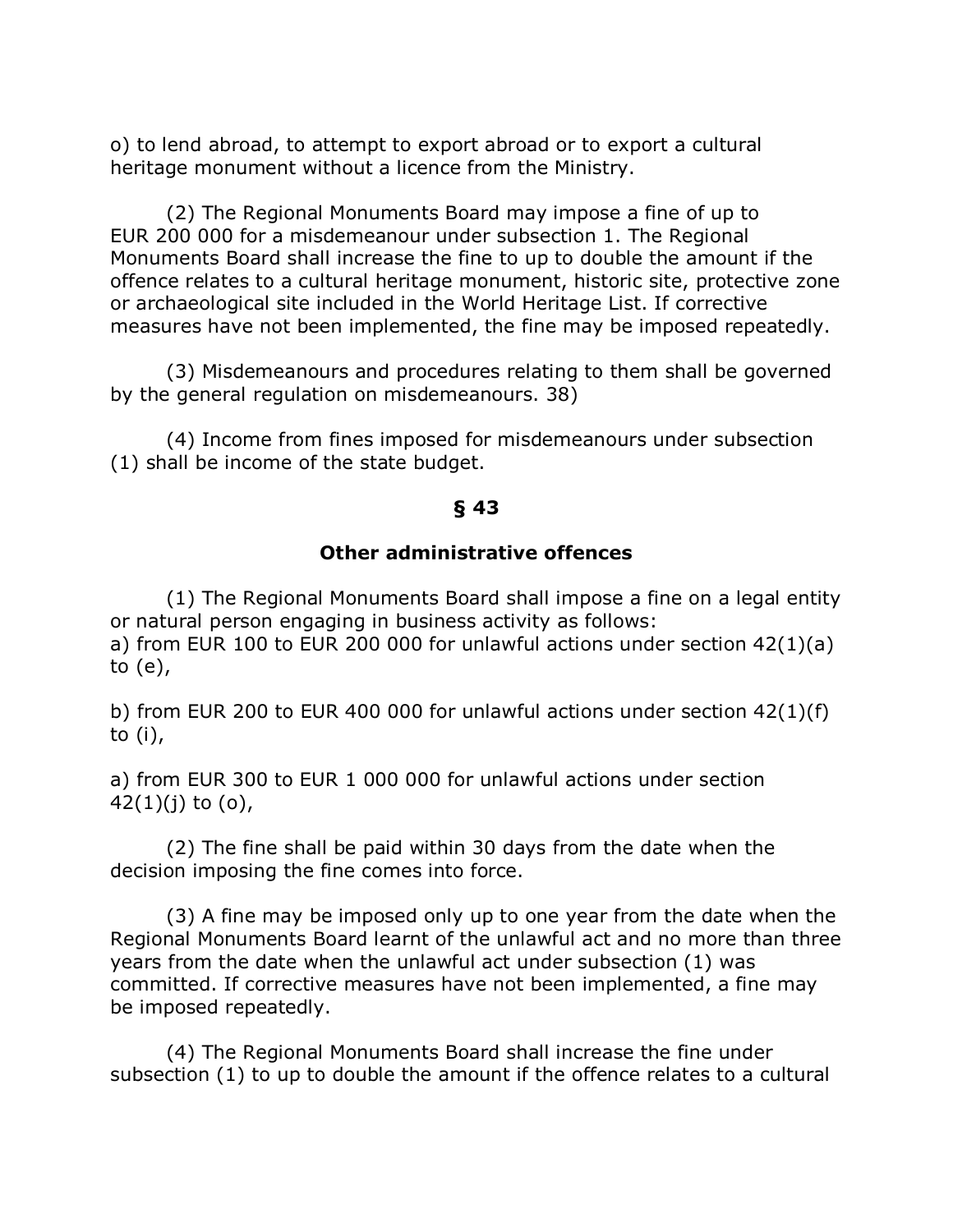o) to lend abroad, to attempt to export abroad or to export a cultural heritage monument without a licence from the Ministry.

(2) The Regional Monuments Board may impose a fine of up to EUR 200 000 for a misdemeanour under subsection 1. The Regional Monuments Board shall increase the fine to up to double the amount if the offence relates to a cultural heritage monument, historic site, protective zone or archaeological site included in the World Heritage List. If corrective measures have not been implemented, the fine may be imposed repeatedly.

(3) Misdemeanours and procedures relating to them shall be governed by the general regulation on misdemeanours. 38)

(4) Income from fines imposed for misdemeanours under subsection (1) shall be income of the state budget.

### § 43

### Other administrative offences

(1) The Regional Monuments Board shall impose a fine on a legal entity or natural person engaging in business activity as follows:
a) from EUR 100 to EUR 200 000 for unlawful actions under section 42(1)(a) to (e),

b) from EUR 200 to EUR 400 000 for unlawful actions under section 42(1)(f) to (i),

a) from EUR 300 to EUR 1 000 000 for unlawful actions under section 42(1)(j) to (o),

(2) The fine shall be paid within 30 days from the date when the decision imposing the fine comes into force.

(3) A fine may be imposed only up to one year from the date when the Regional Monuments Board learnt of the unlawful act and no more than three years from the date when the unlawful act under subsection (1) was committed. If corrective measures have not been implemented, a fine may be imposed repeatedly.

(4) The Regional Monuments Board shall increase the fine under subsection (1) to up to double the amount if the offence relates to a cultural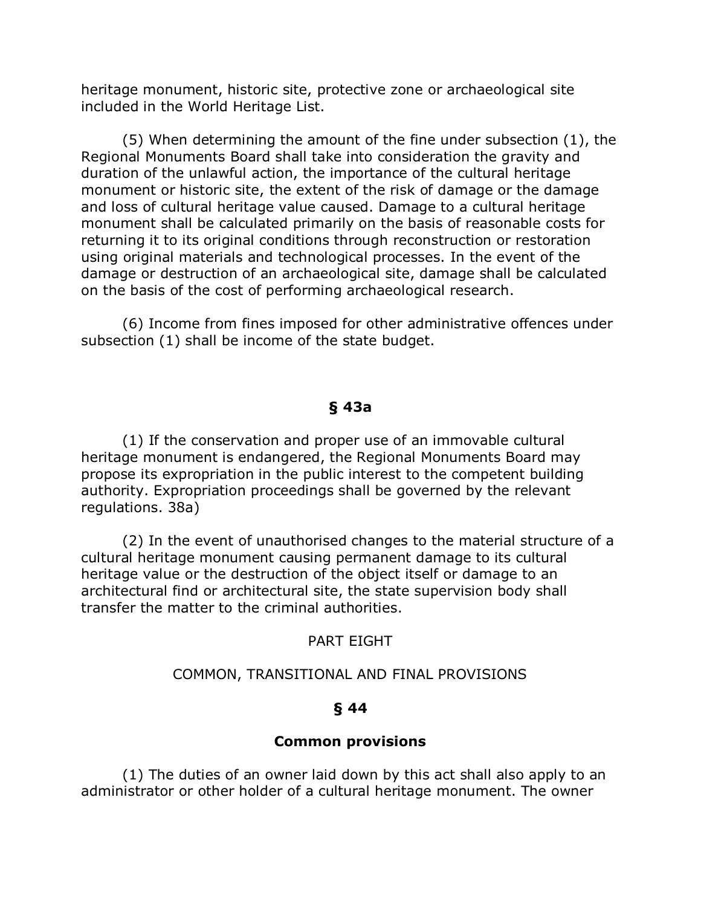heritage monument, historic site, protective zone or archaeological site included in the World Heritage List.

(5) When determining the amount of the fine under subsection (1), the Regional Monuments Board shall take into consideration the gravity and duration of the unlawful action, the importance of the cultural heritage monument or historic site, the extent of the risk of damage or the damage and loss of cultural heritage value caused. Damage to a cultural heritage monument shall be calculated primarily on the basis of reasonable costs for returning it to its original conditions through reconstruction or restoration using original materials and technological processes. In the event of the damage or destruction of an archaeological site, damage shall be calculated on the basis of the cost of performing archaeological research.

(6) Income from fines imposed for other administrative offences under subsection (1) shall be income of the state budget.

### § 43a

(1) If the conservation and proper use of an immovable cultural heritage monument is endangered, the Regional Monuments Board may propose its expropriation in the public interest to the competent building authority. Expropriation proceedings shall be governed by the relevant regulations. 38a)

(2) In the event of unauthorised changes to the material structure of a cultural heritage monument causing permanent damage to its cultural heritage value or the destruction of the object itself or damage to an architectural find or architectural site, the state supervision body shall transfer the matter to the criminal authorities.

## PART EIGHT

## COMMON, TRANSITIONAL AND FINAL PROVISIONS

### § 44

### Common provisions

(1) The duties of an owner laid down by this act shall also apply to an administrator or other holder of a cultural heritage monument. The owner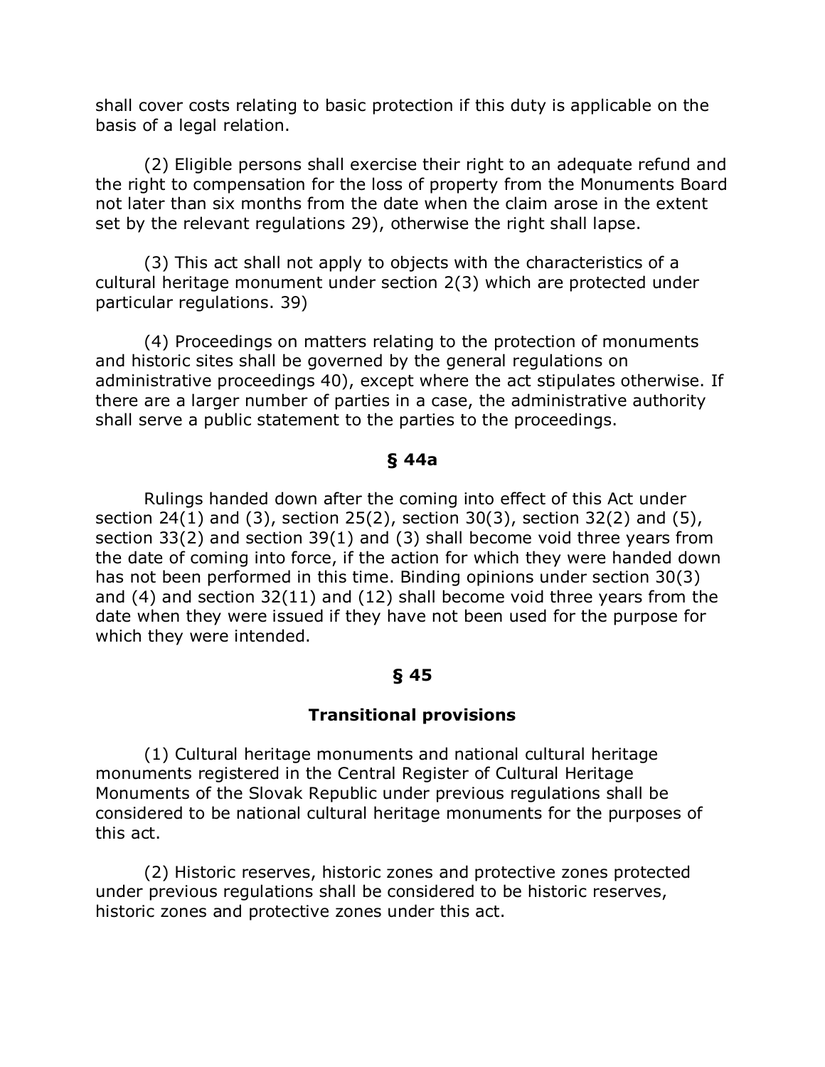shall cover costs relating to basic protection if this duty is applicable on the basis of a legal relation.

(2) Eligible persons shall exercise their right to an adequate refund and the right to compensation for the loss of property from the Monuments Board not later than six months from the date when the claim arose in the extent set by the relevant regulations 29), otherwise the right shall lapse.

(3) This act shall not apply to objects with the characteristics of a cultural heritage monument under section 2(3) which are protected under particular regulations. 39)

(4) Proceedings on matters relating to the protection of monuments and historic sites shall be governed by the general regulations on administrative proceedings 40), except where the act stipulates otherwise. If there are a larger number of parties in a case, the administrative authority shall serve a public statement to the parties to the proceedings.

**§ 44a**

Rulings handed down after the coming into effect of this Act under section 24(1) and (3), section 25(2), section 30(3), section 32(2) and (5), section 33(2) and section 39(1) and (3) shall become void three years from the date of coming into force, if the action for which they were handed down has not been performed in this time. Binding opinions under section 30(3) and (4) and section 32(11) and (12) shall become void three years from the date when they were issued if they have not been used for the purpose for which they were intended.

**§ 45**

**Transitional provisions**

(1) Cultural heritage monuments and national cultural heritage monuments registered in the Central Register of Cultural Heritage Monuments of the Slovak Republic under previous regulations shall be considered to be national cultural heritage monuments for the purposes of this act.

(2) Historic reserves, historic zones and protective zones protected under previous regulations shall be considered to be historic reserves, historic zones and protective zones under this act.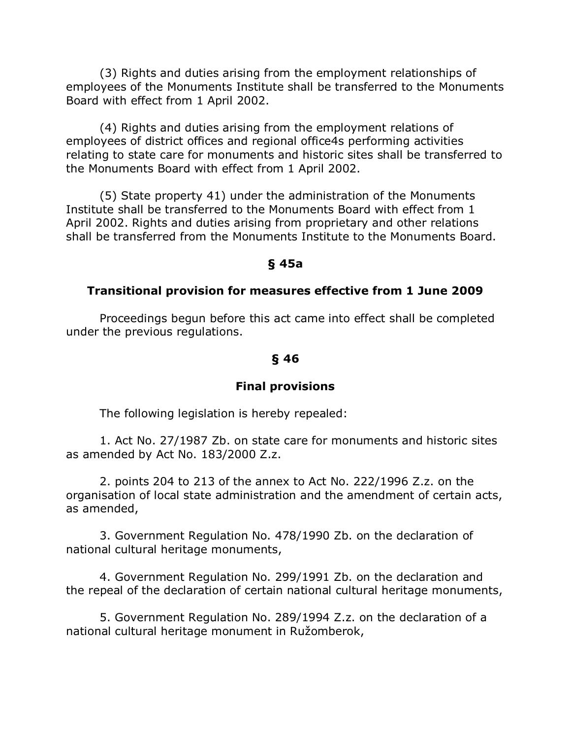(3) Rights and duties arising from the employment relationships of employees of the Monuments Institute shall be transferred to the Monuments Board with effect from 1 April 2002.

(4) Rights and duties arising from the employment relations of employees of district offices and regional office4s performing activities relating to state care for monuments and historic sites shall be transferred to the Monuments Board with effect from 1 April 2002.

(5) State property 41) under the administration of the Monuments Institute shall be transferred to the Monuments Board with effect from 1 April 2002. Rights and duties arising from proprietary and other relations shall be transferred from the Monuments Institute to the Monuments Board.

**§ 45a**

**Transitional provision for measures effective from 1 June 2009**

Proceedings begun before this act came into effect shall be completed under the previous regulations.

**§ 46**

**Final provisions**

The following legislation is hereby repealed:

1. Act No. 27/1987 Zb. on state care for monuments and historic sites as amended by Act No. 183/2000 Z.z.

2. points 204 to 213 of the annex to Act No. 222/1996 Z.z. on the organisation of local state administration and the amendment of certain acts, as amended,

3. Government Regulation No. 478/1990 Zb. on the declaration of national cultural heritage monuments,

4. Government Regulation No. 299/1991 Zb. on the declaration and the repeal of the declaration of certain national cultural heritage monuments,

5. Government Regulation No. 289/1994 Z.z. on the declaration of a national cultural heritage monument in Ružomberok,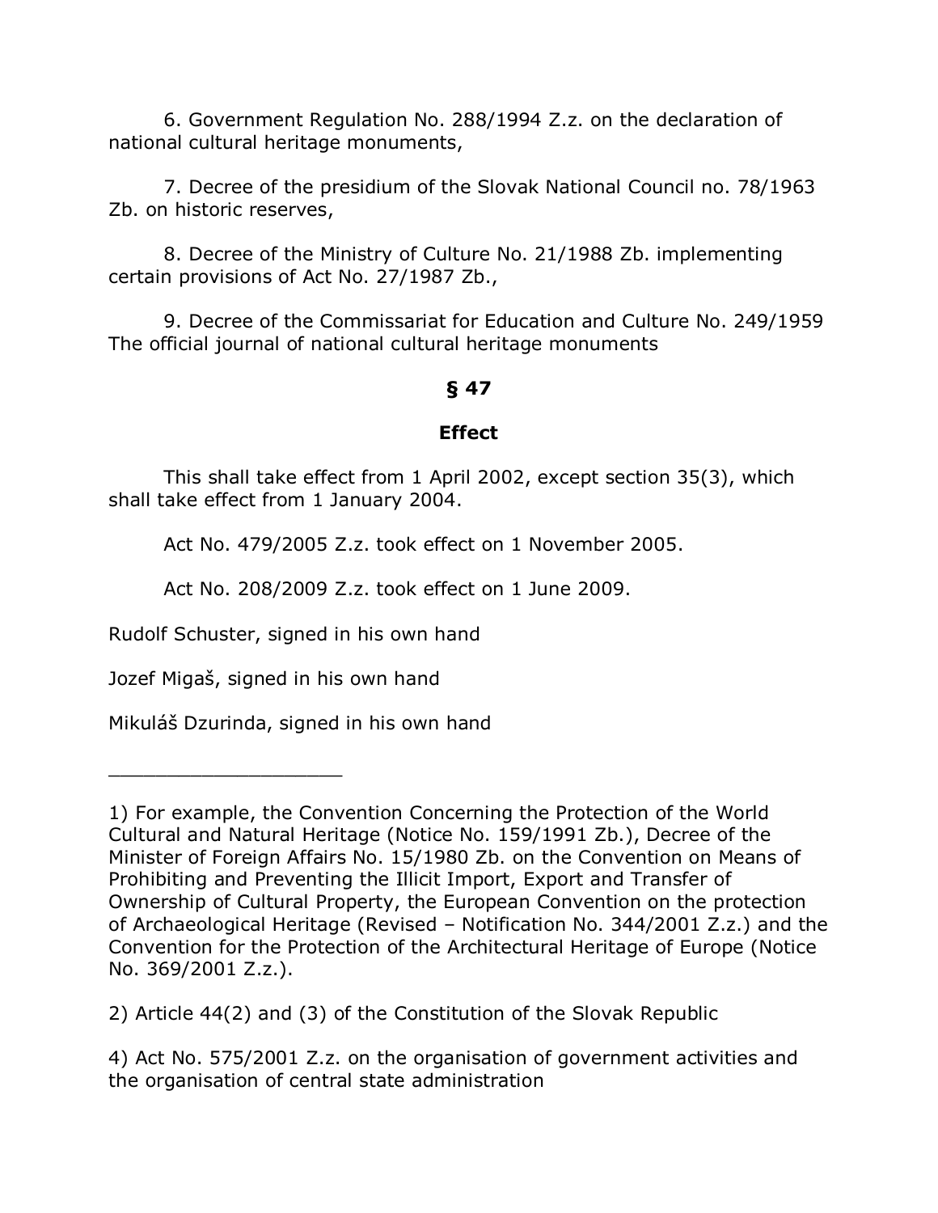6. Government Regulation No. 288/1994 Z.z. on the declaration of national cultural heritage monuments,

7. Decree of the presidium of the Slovak National Council no. 78/1963 Zb. on historic reserves,

8. Decree of the Ministry of Culture No. 21/1988 Zb. implementing certain provisions of Act No. 27/1987 Zb.,

9. Decree of the Commissariat for Education and Culture No. 249/1959 The official journal of national cultural heritage monuments

## § 47

## Effect

This shall take effect from 1 April 2002, except section 35(3), which shall take effect from 1 January 2004.

Act No. 479/2005 Z.z. took effect on 1 November 2005.

Act No. 208/2009 Z.z. took effect on 1 June 2009.

Rudolf Schuster, signed in his own hand

Jozef Migaš, signed in his own hand

Mikuláš Dzurinda, signed in his own hand

---

1) For example, the Convention Concerning the Protection of the World Cultural and Natural Heritage (Notice No. 159/1991 Zb.), Decree of the Minister of Foreign Affairs No. 15/1980 Zb. on the Convention on Means of Prohibiting and Preventing the Illicit Import, Export and Transfer of Ownership of Cultural Property, the European Convention on the protection of Archaeological Heritage (Revised – Notification No. 344/2001 Z.z.) and the Convention for the Protection of the Architectural Heritage of Europe (Notice No. 369/2001 Z.z.).

2) Article 44(2) and (3) of the Constitution of the Slovak Republic

4) Act No. 575/2001 Z.z. on the organisation of government activities and the organisation of central state administration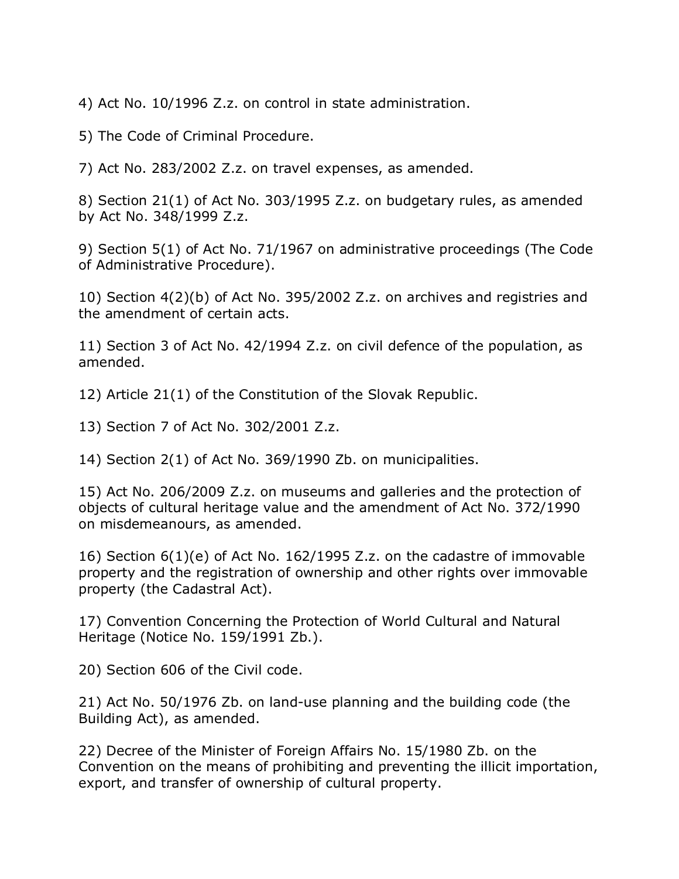4) Act No. 10/1996 Z.z. on control in state administration.

5) The Code of Criminal Procedure.

7) Act No. 283/2002 Z.z. on travel expenses, as amended.

8) Section 21(1) of Act No. 303/1995 Z.z. on budgetary rules, as amended by Act No. 348/1999 Z.z.

9) Section 5(1) of Act No. 71/1967 on administrative proceedings (The Code of Administrative Procedure).

10) Section 4(2)(b) of Act No. 395/2002 Z.z. on archives and registries and the amendment of certain acts.

11) Section 3 of Act No. 42/1994 Z.z. on civil defence of the population, as amended.

12) Article 21(1) of the Constitution of the Slovak Republic.

13) Section 7 of Act No. 302/2001 Z.z.

14) Section 2(1) of Act No. 369/1990 Zb. on municipalities.

15) Act No. 206/2009 Z.z. on museums and galleries and the protection of objects of cultural heritage value and the amendment of Act No. 372/1990 on misdemeanours, as amended.

16) Section 6(1)(e) of Act No. 162/1995 Z.z. on the cadastre of immovable property and the registration of ownership and other rights over immovable property (the Cadastral Act).

17) Convention Concerning the Protection of World Cultural and Natural Heritage (Notice No. 159/1991 Zb.).

20) Section 606 of the Civil code.

21) Act No. 50/1976 Zb. on land-use planning and the building code (the Building Act), as amended.

22) Decree of the Minister of Foreign Affairs No. 15/1980 Zb. on the Convention on the means of prohibiting and preventing the illicit importation, export, and transfer of ownership of cultural property.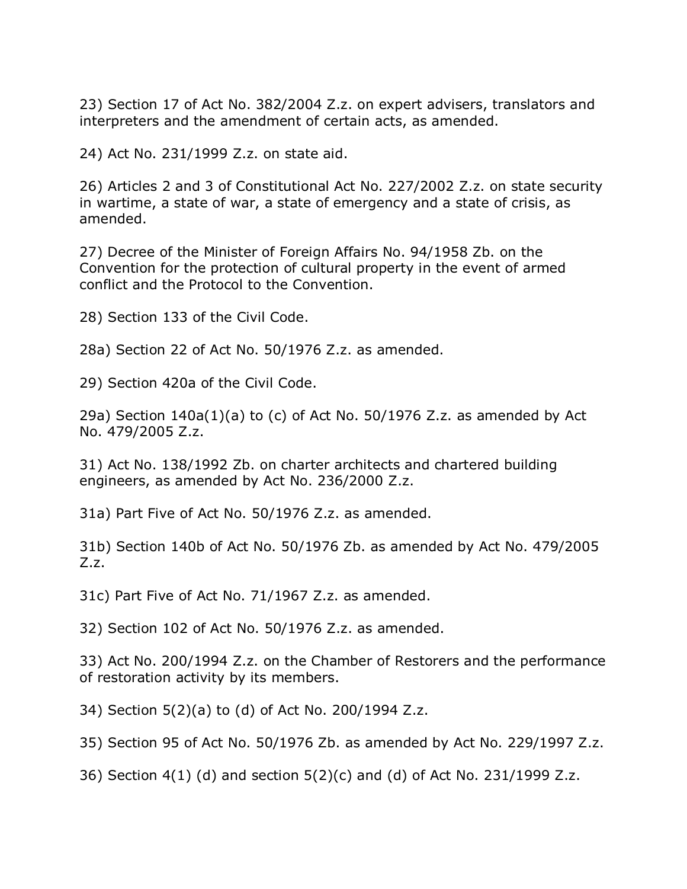23) Section 17 of Act No. 382/2004 Z.z. on expert advisers, translators and interpreters and the amendment of certain acts, as amended.

24) Act No. 231/1999 Z.z. on state aid.

26) Articles 2 and 3 of Constitutional Act No. 227/2002 Z.z. on state security in wartime, a state of war, a state of emergency and a state of crisis, as amended.

27) Decree of the Minister of Foreign Affairs No. 94/1958 Zb. on the Convention for the protection of cultural property in the event of armed conflict and the Protocol to the Convention.

28) Section 133 of the Civil Code.

28a) Section 22 of Act No. 50/1976 Z.z. as amended.

29) Section 420a of the Civil Code.

29a) Section 140a(1)(a) to (c) of Act No. 50/1976 Z.z. as amended by Act No. 479/2005 Z.z.

31) Act No. 138/1992 Zb. on charter architects and chartered building engineers, as amended by Act No. 236/2000 Z.z.

31a) Part Five of Act No. 50/1976 Z.z. as amended.

31b) Section 140b of Act No. 50/1976 Zb. as amended by Act No. 479/2005 Z.z.

31c) Part Five of Act No. 71/1967 Z.z. as amended.

32) Section 102 of Act No. 50/1976 Z.z. as amended.

33) Act No. 200/1994 Z.z. on the Chamber of Restorers and the performance of restoration activity by its members.

34) Section 5(2)(a) to (d) of Act No. 200/1994 Z.z.

35) Section 95 of Act No. 50/1976 Zb. as amended by Act No. 229/1997 Z.z.

36) Section 4(1) (d) and section 5(2)(c) and (d) of Act No. 231/1999 Z.z.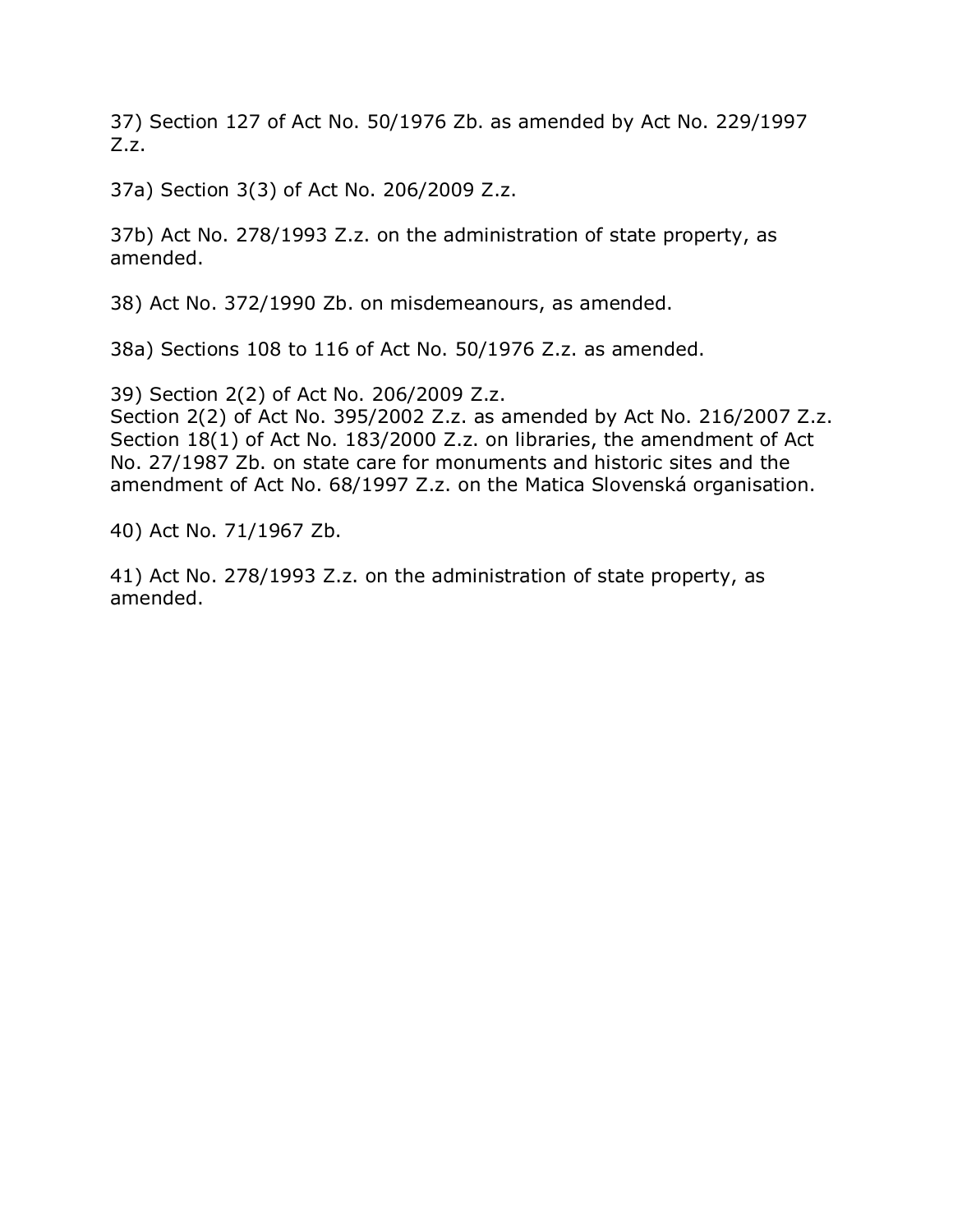37) Section 127 of Act No. 50/1976 Zb. as amended by Act No. 229/1997 Z.z.

37a) Section 3(3) of Act No. 206/2009 Z.z.

37b) Act No. 278/1993 Z.z. on the administration of state property, as amended.

38) Act No. 372/1990 Zb. on misdemeanours, as amended.

38a) Sections 108 to 116 of Act No. 50/1976 Z.z. as amended.

39) Section 2(2) of Act No. 206/2009 Z.z.
Section 2(2) of Act No. 395/2002 Z.z. as amended by Act No. 216/2007 Z.z.
Section 18(1) of Act No. 183/2000 Z.z. on libraries, the amendment of Act No. 27/1987 Zb. on state care for monuments and historic sites and the amendment of Act No. 68/1997 Z.z. on the Matica Slovenská organisation.

40) Act No. 71/1967 Zb.

41) Act No. 278/1993 Z.z. on the administration of state property, as amended.